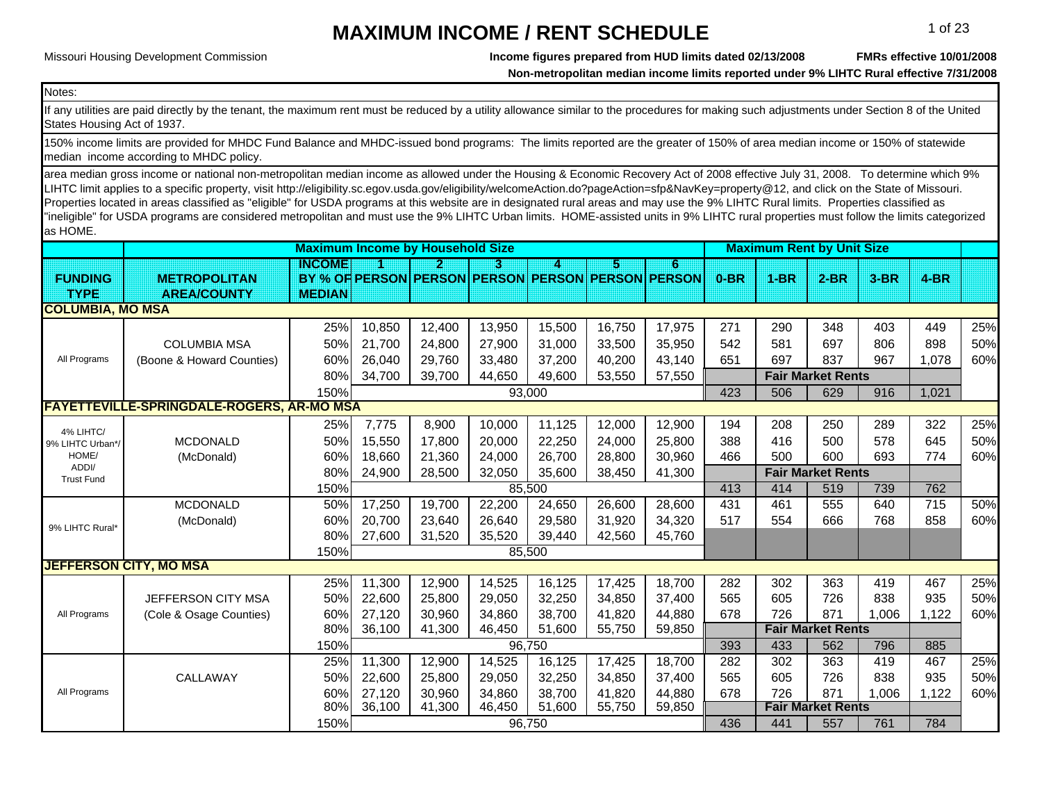# MAXIMUM INCOME / RENT SCHEDULE

Missouri Housing Development Commission

**Income figures prepared from HUD limits dated 02/13/2008** **FMRs effective 10/01/2008**

**Non-metropolitan median income limits reported under 9% LIHTC Rural effective 7/31/2008**

Notes:

If any utilities are paid directly by the tenant, the maximum rent must be reduced by a utility allowance similar to the procedures for making such adjustments under Section 8 of the United States Housing Act of 1937.

150% income limits are provided for MHDC Fund Balance and MHDC-issued bond programs: The limits reported are the greater of 150% of area median income or 150% of statewide median income according to MHDC policy.

area median gross income or national non-metropolitan median income as allowed under the Housing & Economic Recovery Act of 2008 effective July 31, 2008. To determine which 9% LIHTC limit applies to a specific property, visit http://eligibility.sc.egov.usda.gov/eligibility/welcomeAction.do?pageAction=sfp&NavKey=property@12, and click on the State of Missouri. Properties located in areas classified as "eligible" for USDA programs at this website are in designated rural areas and may use the 9% LIHTC Rural limits. Properties classified as "ineligible" for USDA programs are considered metropolitan and must use the 9% LIHTC Urban limits. HOME-assisted units in 9% LIHTC rural properties must follow the limits categorized as HOME.

| | | Maximum Income by Household Size | | | | | | | Maximum Rent by Unit Size | | | | | |
|---|---|---|---|---|---|---|---|---|---|---|---|---|---|---|
| FUNDING TYPE | METROPOLITAN AREA/COUNTY | INCOME BY % OF MEDIAN | 1 PERSON | 2 PERSON | 3 PERSON | 4 PERSON | 5 PERSON | 6 PERSON | 0-BR | 1-BR | 2-BR | 3-BR | 4-BR | |
| **COLUMBIA, MO MSA** | | | | | | | | | | | | | | |
| All Programs | COLUMBIA MSA (Boone & Howard Counties) | 25% | 10,850 | 12,400 | 13,950 | 15,500 | 16,750 | 17,975 | 271 | 290 | 348 | 403 | 449 | 25% |
| | | 50% | 21,700 | 24,800 | 27,900 | 31,000 | 33,500 | 35,950 | 542 | 581 | 697 | 806 | 898 | 50% |
| | | 60% | 26,040 | 29,760 | 33,480 | 37,200 | 40,200 | 43,140 | 651 | 697 | 837 | 967 | 1,078 | 60% |
| | | 80% | 34,700 | 39,700 | 44,650 | 49,600 | 53,550 | 57,550 | | Fair Market Rents | | | | |
| | | 150% | 93,000 | | | | | | 423 | 506 | 629 | 916 | 1,021 | |
| **FAYETTEVILLE-SPRINGDALE-ROGERS, AR-MO MSA** | | | | | | | | | | | | | | |
| 4% LIHTC/ 9% LIHTC Urban*/ HOME/ ADDI/ Trust Fund | MCDONALD (McDonald) | 25% | 7,775 | 8,900 | 10,000 | 11,125 | 12,000 | 12,900 | 194 | 208 | 250 | 289 | 322 | 25% |
| | | 50% | 15,550 | 17,800 | 20,000 | 22,250 | 24,000 | 25,800 | 388 | 416 | 500 | 578 | 645 | 50% |
| | | 60% | 18,660 | 21,360 | 24,000 | 26,700 | 28,800 | 30,960 | 466 | 500 | 600 | 693 | 774 | 60% |
| | | 80% | 24,900 | 28,500 | 32,050 | 35,600 | 38,450 | 41,300 | | Fair Market Rents | | | | |
| | | 150% | 85,500 | | | | | | 413 | 414 | 519 | 739 | 762 | |
| 9% LIHTC Rural* | MCDONALD (McDonald) | 50% | 17,250 | 19,700 | 22,200 | 24,650 | 26,600 | 28,600 | 431 | 461 | 555 | 640 | 715 | 50% |
| | | 60% | 20,700 | 23,640 | 26,640 | 29,580 | 31,920 | 34,320 | 517 | 554 | 666 | 768 | 858 | 60% |
| | | 80% | 27,600 | 31,520 | 35,520 | 39,440 | 42,560 | 45,760 | | | | | | |
| | | 150% | 85,500 | | | | | | | | | | | |
| **JEFFERSON CITY, MO MSA** | | | | | | | | | | | | | | |
| All Programs | JEFFERSON CITY MSA (Cole & Osage Counties) | 25% | 11,300 | 12,900 | 14,525 | 16,125 | 17,425 | 18,700 | 282 | 302 | 363 | 419 | 467 | 25% |
| | | 50% | 22,600 | 25,800 | 29,050 | 32,250 | 34,850 | 37,400 | 565 | 605 | 726 | 838 | 935 | 50% |
| | | 60% | 27,120 | 30,960 | 34,860 | 38,700 | 41,820 | 44,880 | 678 | 726 | 871 | 1,006 | 1,122 | 60% |
| | | 80% | 36,100 | 41,300 | 46,450 | 51,600 | 55,750 | 59,850 | | Fair Market Rents | | | | |
| | | 150% | 96,750 | | | | | | 393 | 433 | 562 | 796 | 885 | |
| All Programs | CALLAWAY | 25% | 11,300 | 12,900 | 14,525 | 16,125 | 17,425 | 18,700 | 282 | 302 | 363 | 419 | 467 | 25% |
| | | 50% | 22,600 | 25,800 | 29,050 | 32,250 | 34,850 | 37,400 | 565 | 605 | 726 | 838 | 935 | 50% |
| | | 60% | 27,120 | 30,960 | 34,860 | 38,700 | 41,820 | 44,880 | 678 | 726 | 871 | 1,006 | 1,122 | 60% |
| | | 80% | 36,100 | 41,300 | 46,450 | 51,600 | 55,750 | 59,850 | | Fair Market Rents | | | | |
| | | 150% | 96,750 | | | | | | 436 | 441 | 557 | 761 | 784 | |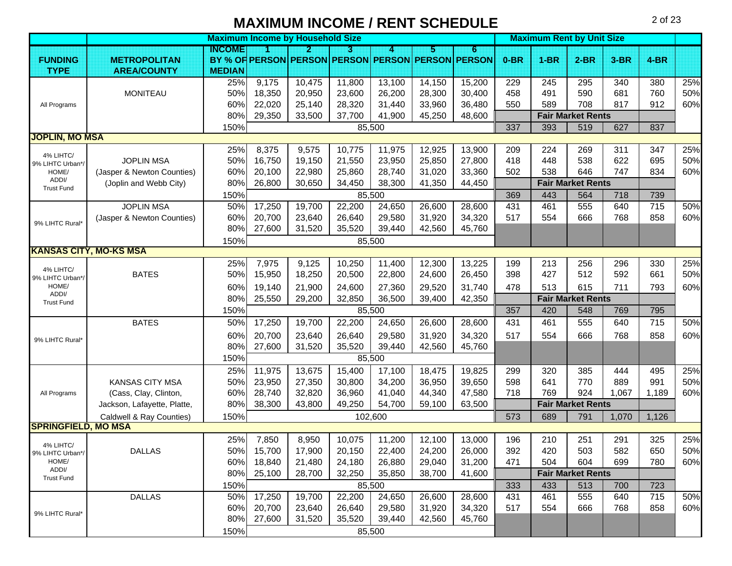# MAXIMUM INCOME / RENT SCHEDULE

| | | Maximum Income by Household Size | | | | | | | Maximum Rent by Unit Size | | | | | |
|---|---|---|---|---|---|---|---|---|---|---|---|---|---|---|
| FUNDING TYPE | METROPOLITAN AREA/COUNTY | INCOME BY % OF MEDIAN | 1 PERSON | 2 PERSON | 3 PERSON | 4 PERSON | 5 PERSON | 6 PERSON | 0-BR | 1-BR | 2-BR | 3-BR | 4-BR | |
| All Programs | MONITEAU | 25% | 9,175 | 10,475 | 11,800 | 13,100 | 14,150 | 15,200 | 229 | 245 | 295 | 340 | 380 | 25% |
| | | 50% | 18,350 | 20,950 | 23,600 | 26,200 | 28,300 | 30,400 | 458 | 491 | 590 | 681 | 760 | 50% |
| | | 60% | 22,020 | 25,140 | 28,320 | 31,440 | 33,960 | 36,480 | 550 | 589 | 708 | 817 | 912 | 60% |
| | | 80% | 29,350 | 33,500 | 37,700 | 41,900 | 45,250 | 48,600 | | Fair Market Rents | | | | |
| | | 150% | | | | 85,500 | | | 337 | 393 | 519 | 627 | 837 | |
| **JOPLIN, MO MSA** | | | | | | | | | | | | | | |
| 4% LIHTC/ 9% LIHTC Urban*/ HOME/ ADDI/ Trust Fund | JOPLIN MSA (Jasper & Newton Counties) (Joplin and Webb City) | 25% | 8,375 | 9,575 | 10,775 | 11,975 | 12,925 | 13,900 | 209 | 224 | 269 | 311 | 347 | 25% |
| | | 50% | 16,750 | 19,150 | 21,550 | 23,950 | 25,850 | 27,800 | 418 | 448 | 538 | 622 | 695 | 50% |
| | | 60% | 20,100 | 22,980 | 25,860 | 28,740 | 31,020 | 33,360 | 502 | 538 | 646 | 747 | 834 | 60% |
| | | 80% | 26,800 | 30,650 | 34,450 | 38,300 | 41,350 | 44,450 | | Fair Market Rents | | | | |
| | | 150% | | | | 85,500 | | | 369 | 443 | 564 | 718 | 739 | |
| 9% LIHTC Rural* | JOPLIN MSA (Jasper & Newton Counties) | 50% | 17,250 | 19,700 | 22,200 | 24,650 | 26,600 | 28,600 | 431 | 461 | 555 | 640 | 715 | 50% |
| | | 60% | 20,700 | 23,640 | 26,640 | 29,580 | 31,920 | 34,320 | 517 | 554 | 666 | 768 | 858 | 60% |
| | | 80% | 27,600 | 31,520 | 35,520 | 39,440 | 42,560 | 45,760 | | | | | | |
| | | 150% | | | | 85,500 | | | | | | | | |
| **KANSAS CITY, MO-KS MSA** | | | | | | | | | | | | | | |
| 4% LIHTC/ 9% LIHTC Urban*/ HOME/ ADDI/ Trust Fund | BATES | 25% | 7,975 | 9,125 | 10,250 | 11,400 | 12,300 | 13,225 | 199 | 213 | 256 | 296 | 330 | 25% |
| | | 50% | 15,950 | 18,250 | 20,500 | 22,800 | 24,600 | 26,450 | 398 | 427 | 512 | 592 | 661 | 50% |
| | | 60% | 19,140 | 21,900 | 24,600 | 27,360 | 29,520 | 31,740 | 478 | 513 | 615 | 711 | 793 | 60% |
| | | 80% | 25,550 | 29,200 | 32,850 | 36,500 | 39,400 | 42,350 | | Fair Market Rents | | | | |
| | | 150% | | | | 85,500 | | | 357 | 420 | 548 | 769 | 795 | |
| 9% LIHTC Rural* | BATES | 50% | 17,250 | 19,700 | 22,200 | 24,650 | 26,600 | 28,600 | 431 | 461 | 555 | 640 | 715 | 50% |
| | | 60% | 20,700 | 23,640 | 26,640 | 29,580 | 31,920 | 34,320 | 517 | 554 | 666 | 768 | 858 | 60% |
| | | 80% | 27,600 | 31,520 | 35,520 | 39,440 | 42,560 | 45,760 | | | | | | |
| | | 150% | | | | 85,500 | | | | | | | | |
| All Programs | KANSAS CITY MSA (Cass, Clay, Clinton, Jackson, Lafayette, Platte, Caldwell & Ray Counties) | 25% | 11,975 | 13,675 | 15,400 | 17,100 | 18,475 | 19,825 | 299 | 320 | 385 | 444 | 495 | 25% |
| | | 50% | 23,950 | 27,350 | 30,800 | 34,200 | 36,950 | 39,650 | 598 | 641 | 770 | 889 | 991 | 50% |
| | | 60% | 28,740 | 32,820 | 36,960 | 41,040 | 44,340 | 47,580 | 718 | 769 | 924 | 1,067 | 1,189 | 60% |
| | | 80% | 38,300 | 43,800 | 49,250 | 54,700 | 59,100 | 63,500 | | Fair Market Rents | | | | |
| | | 150% | | | | 102,600 | | | 573 | 689 | 791 | 1,070 | 1,126 | |
| **SPRINGFIELD, MO MSA** | | | | | | | | | | | | | | |
| 4% LIHTC/ 9% LIHTC Urban*/ HOME/ ADDI/ Trust Fund | DALLAS | 25% | 7,850 | 8,950 | 10,075 | 11,200 | 12,100 | 13,000 | 196 | 210 | 251 | 291 | 325 | 25% |
| | | 50% | 15,700 | 17,900 | 20,150 | 22,400 | 24,200 | 26,000 | 392 | 420 | 503 | 582 | 650 | 50% |
| | | 60% | 18,840 | 21,480 | 24,180 | 26,880 | 29,040 | 31,200 | 471 | 504 | 604 | 699 | 780 | 60% |
| | | 80% | 25,100 | 28,700 | 32,250 | 35,850 | 38,700 | 41,600 | | Fair Market Rents | | | | |
| | | 150% | | | | 85,500 | | | 333 | 433 | 513 | 700 | 723 | |
| 9% LIHTC Rural* | DALLAS | 50% | 17,250 | 19,700 | 22,200 | 24,650 | 26,600 | 28,600 | 431 | 461 | 555 | 640 | 715 | 50% |
| | | 60% | 20,700 | 23,640 | 26,640 | 29,580 | 31,920 | 34,320 | 517 | 554 | 666 | 768 | 858 | 60% |
| | | 80% | 27,600 | 31,520 | 35,520 | 39,440 | 42,560 | 45,760 | | | | | | |
| | | 150% | | | | 85,500 | | | | | | | | |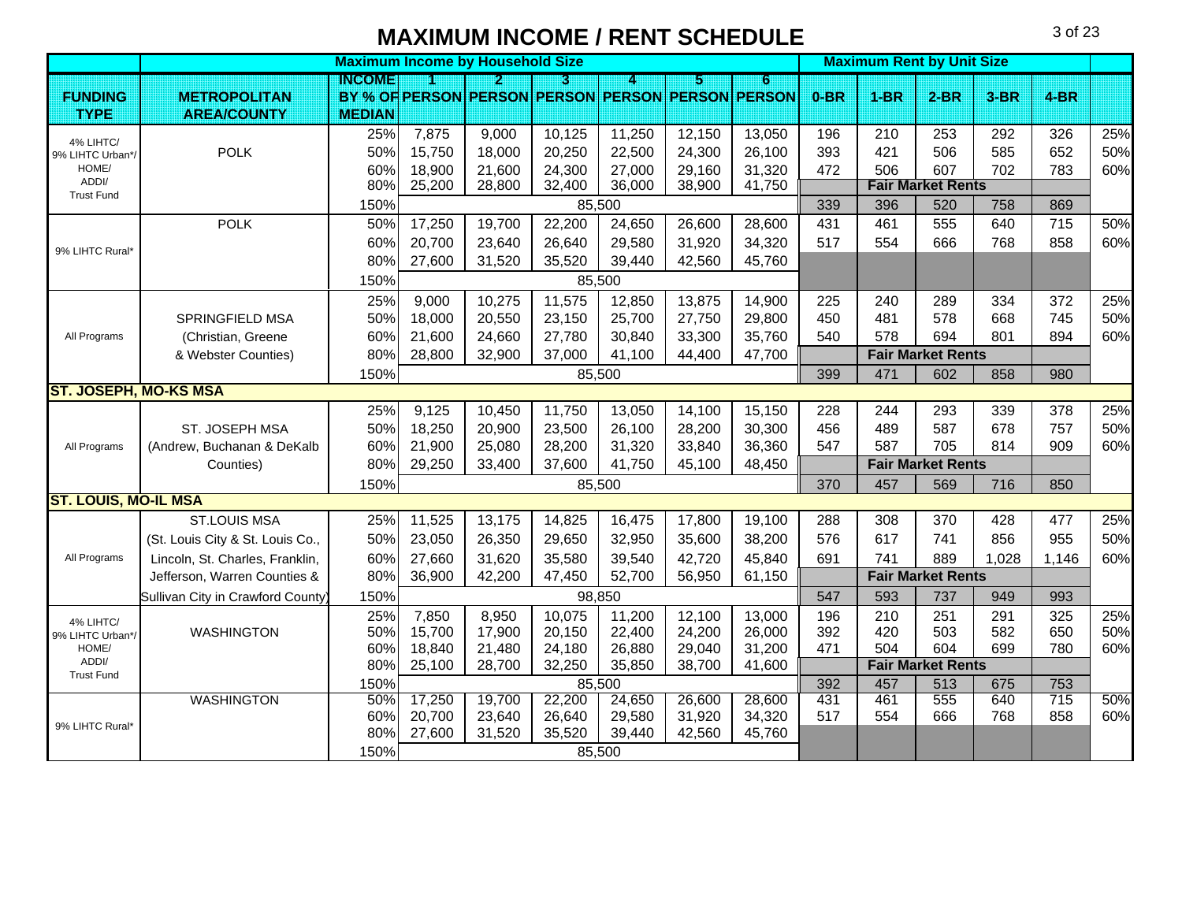# MAXIMUM INCOME / RENT SCHEDULE

| FUNDING TYPE | METROPOLITAN AREA/COUNTY | INCOME BY % OF MEDIAN | 1 PERSON | 2 PERSON | 3 PERSON | 4 PERSON | 5 PERSON | 6 PERSON | 0-BR | 1-BR | 2-BR | 3-BR | 4-BR | |
|---|---|---|---|---|---|---|---|---|---|---|---|---|---|---|
| | | Maximum Income by Household Size | | | | | | | Maximum Rent by Unit Size | | | | | |
| 4% LIHTC/ 9% LIHTC Urban*/ HOME/ ADDI/ Trust Fund | POLK | 25% | 7,875 | 9,000 | 10,125 | 11,250 | 12,150 | 13,050 | 196 | 210 | 253 | 292 | 326 | 25% |
| | | 50% | 15,750 | 18,000 | 20,250 | 22,500 | 24,300 | 26,100 | 393 | 421 | 506 | 585 | 652 | 50% |
| | | 60% | 18,900 | 21,600 | 24,300 | 27,000 | 29,160 | 31,320 | 472 | 506 | 607 | 702 | 783 | 60% |
| | | 80% | 25,200 | 28,800 | 32,400 | 36,000 | 38,900 | 41,750 | Fair Market Rents | | | | | |
| | | 150% | 85,500 | | | | | | 339 | 396 | 520 | 758 | 869 | |
| 9% LIHTC Rural* | POLK | 50% | 17,250 | 19,700 | 22,200 | 24,650 | 26,600 | 28,600 | 431 | 461 | 555 | 640 | 715 | 50% |
| | | 60% | 20,700 | 23,640 | 26,640 | 29,580 | 31,920 | 34,320 | 517 | 554 | 666 | 768 | 858 | 60% |
| | | 80% | 27,600 | 31,520 | 35,520 | 39,440 | 42,560 | 45,760 | | | | | | |
| | | 150% | 85,500 | | | | | | | | | | | |
| All Programs | SPRINGFIELD MSA (Christian, Greene & Webster Counties) | 25% | 9,000 | 10,275 | 11,575 | 12,850 | 13,875 | 14,900 | 225 | 240 | 289 | 334 | 372 | 25% |
| | | 50% | 18,000 | 20,550 | 23,150 | 25,700 | 27,750 | 29,800 | 450 | 481 | 578 | 668 | 745 | 50% |
| | | 60% | 21,600 | 24,660 | 27,780 | 30,840 | 33,300 | 35,760 | 540 | 578 | 694 | 801 | 894 | 60% |
| | | 80% | 28,800 | 32,900 | 37,000 | 41,100 | 44,400 | 47,700 | Fair Market Rents | | | | | |
| | | 150% | 85,500 | | | | | | 399 | 471 | 602 | 858 | 980 | |
| **ST. JOSEPH, MO-KS MSA** | | | | | | | | | | | | | | |
| All Programs | ST. JOSEPH MSA (Andrew, Buchanan & DeKalb Counties) | 25% | 9,125 | 10,450 | 11,750 | 13,050 | 14,100 | 15,150 | 228 | 244 | 293 | 339 | 378 | 25% |
| | | 50% | 18,250 | 20,900 | 23,500 | 26,100 | 28,200 | 30,300 | 456 | 489 | 587 | 678 | 757 | 50% |
| | | 60% | 21,900 | 25,080 | 28,200 | 31,320 | 33,840 | 36,360 | 547 | 587 | 705 | 814 | 909 | 60% |
| | | 80% | 29,250 | 33,400 | 37,600 | 41,750 | 45,100 | 48,450 | Fair Market Rents | | | | | |
| | | 150% | 85,500 | | | | | | 370 | 457 | 569 | 716 | 850 | |
| **ST. LOUIS, MO-IL MSA** | | | | | | | | | | | | | | |
| All Programs | ST.LOUIS MSA (St. Louis City & St. Louis Co., Lincoln, St. Charles, Franklin, Jefferson, Warren Counties & Sullivan City in Crawford County) | 25% | 11,525 | 13,175 | 14,825 | 16,475 | 17,800 | 19,100 | 288 | 308 | 370 | 428 | 477 | 25% |
| | | 50% | 23,050 | 26,350 | 29,650 | 32,950 | 35,600 | 38,200 | 576 | 617 | 741 | 856 | 955 | 50% |
| | | 60% | 27,660 | 31,620 | 35,580 | 39,540 | 42,720 | 45,840 | 691 | 741 | 889 | 1,028 | 1,146 | 60% |
| | | 80% | 36,900 | 42,200 | 47,450 | 52,700 | 56,950 | 61,150 | Fair Market Rents | | | | | |
| | | 150% | 98,850 | | | | | | 547 | 593 | 737 | 949 | 993 | |
| 4% LIHTC/ 9% LIHTC Urban*/ HOME/ ADDI/ Trust Fund | WASHINGTON | 25% | 7,850 | 8,950 | 10,075 | 11,200 | 12,100 | 13,000 | 196 | 210 | 251 | 291 | 325 | 25% |
| | | 50% | 15,700 | 17,900 | 20,150 | 22,400 | 24,200 | 26,000 | 392 | 420 | 503 | 582 | 650 | 50% |
| | | 60% | 18,840 | 21,480 | 24,180 | 26,880 | 29,040 | 31,200 | 471 | 504 | 604 | 699 | 780 | 60% |
| | | 80% | 25,100 | 28,700 | 32,250 | 35,850 | 38,700 | 41,600 | Fair Market Rents | | | | | |
| | | 150% | 85,500 | | | | | | 392 | 457 | 513 | 675 | 753 | |
| 9% LIHTC Rural* | WASHINGTON | 50% | 17,250 | 19,700 | 22,200 | 24,650 | 26,600 | 28,600 | 431 | 461 | 555 | 640 | 715 | 50% |
| | | 60% | 20,700 | 23,640 | 26,640 | 29,580 | 31,920 | 34,320 | 517 | 554 | 666 | 768 | 858 | 60% |
| | | 80% | 27,600 | 31,520 | 35,520 | 39,440 | 42,560 | 45,760 | | | | | | |
| | | 150% | 85,500 | | | | | | | | | | | |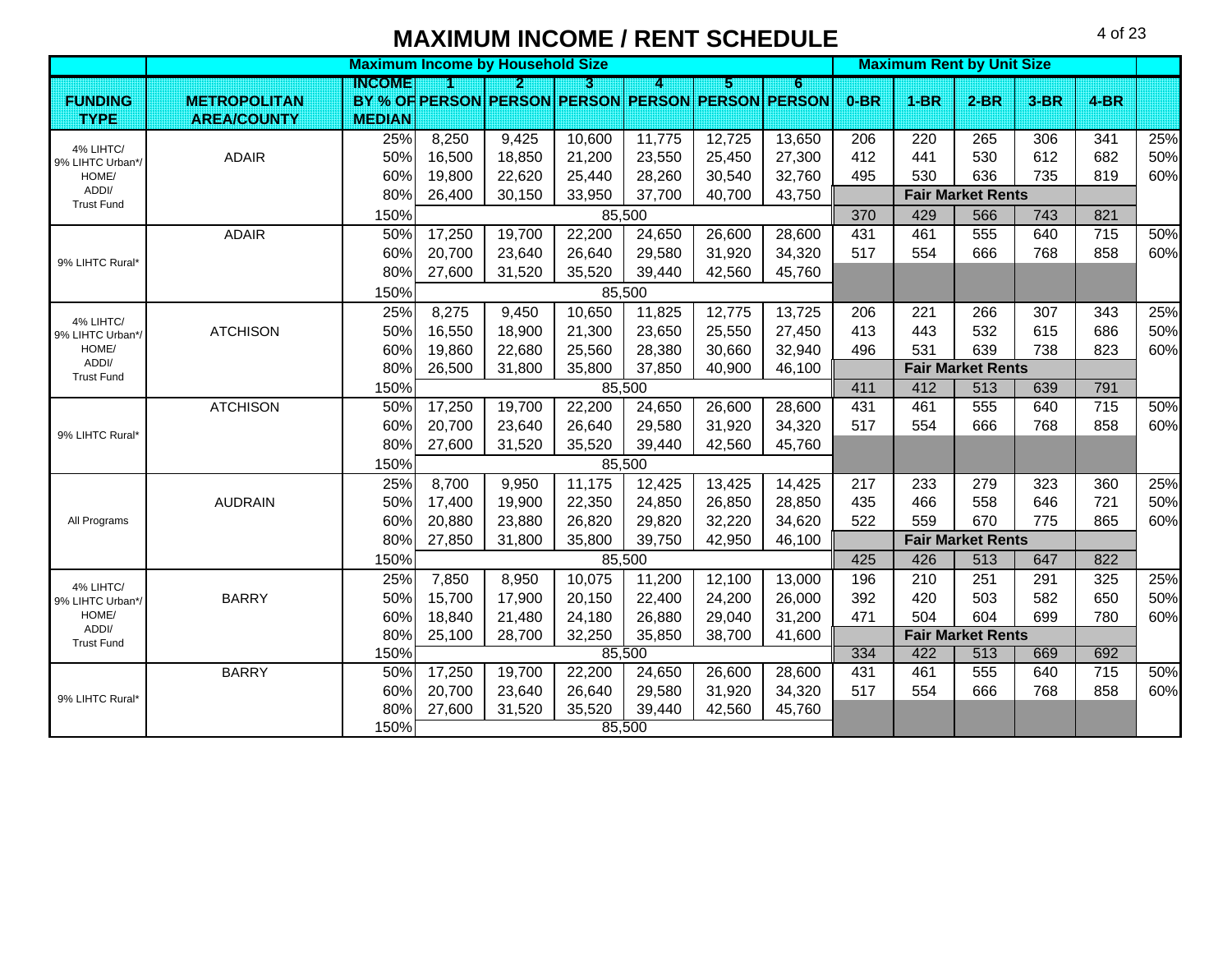# MAXIMUM INCOME / RENT SCHEDULE

| | | Maximum Income by Household Size | | | | | | | Maximum Rent by Unit Size | | | | | |
|---|---|---|---|---|---|---|---|---|---|---|---|---|---|---|
| FUNDING TYPE | METROPOLITAN AREA/COUNTY | INCOME BY % OF MEDIAN | 1 PERSON | 2 PERSON | 3 PERSON | 4 PERSON | 5 PERSON | 6 PERSON | 0-BR | 1-BR | 2-BR | 3-BR | 4-BR | |
| 4% LIHTC/ 9% LIHTC Urban*/ HOME/ ADDI/ Trust Fund | ADAIR | 25% | 8,250 | 9,425 | 10,600 | 11,775 | 12,725 | 13,650 | 206 | 220 | 265 | 306 | 341 | 25% |
| | | 50% | 16,500 | 18,850 | 21,200 | 23,550 | 25,450 | 27,300 | 412 | 441 | 530 | 612 | 682 | 50% |
| | | 60% | 19,800 | 22,620 | 25,440 | 28,260 | 30,540 | 32,760 | 495 | 530 | 636 | 735 | 819 | 60% |
| | | 80% | 26,400 | 30,150 | 33,950 | 37,700 | 40,700 | 43,750 | Fair Market Rents | | | | | |
| | | 150% | | | | 85,500 | | | 370 | 429 | 566 | 743 | 821 | |
| 9% LIHTC Rural* | ADAIR | 50% | 17,250 | 19,700 | 22,200 | 24,650 | 26,600 | 28,600 | 431 | 461 | 555 | 640 | 715 | 50% |
| | | 60% | 20,700 | 23,640 | 26,640 | 29,580 | 31,920 | 34,320 | 517 | 554 | 666 | 768 | 858 | 60% |
| | | 80% | 27,600 | 31,520 | 35,520 | 39,440 | 42,560 | 45,760 | | | | | | |
| | | 150% | | | | 85,500 | | | | | | | | |
| 4% LIHTC/ 9% LIHTC Urban*/ HOME/ ADDI/ Trust Fund | ATCHISON | 25% | 8,275 | 9,450 | 10,650 | 11,825 | 12,775 | 13,725 | 206 | 221 | 266 | 307 | 343 | 25% |
| | | 50% | 16,550 | 18,900 | 21,300 | 23,650 | 25,550 | 27,450 | 413 | 443 | 532 | 615 | 686 | 50% |
| | | 60% | 19,860 | 22,680 | 25,560 | 28,380 | 30,660 | 32,940 | 496 | 531 | 639 | 738 | 823 | 60% |
| | | 80% | 26,500 | 31,800 | 35,800 | 37,850 | 40,900 | 46,100 | Fair Market Rents | | | | | |
| | | 150% | | | | 85,500 | | | 411 | 412 | 513 | 639 | 791 | |
| 9% LIHTC Rural* | ATCHISON | 50% | 17,250 | 19,700 | 22,200 | 24,650 | 26,600 | 28,600 | 431 | 461 | 555 | 640 | 715 | 50% |
| | | 60% | 20,700 | 23,640 | 26,640 | 29,580 | 31,920 | 34,320 | 517 | 554 | 666 | 768 | 858 | 60% |
| | | 80% | 27,600 | 31,520 | 35,520 | 39,440 | 42,560 | 45,760 | | | | | | |
| | | 150% | | | | 85,500 | | | | | | | | |
| All Programs | AUDRAIN | 25% | 8,700 | 9,950 | 11,175 | 12,425 | 13,425 | 14,425 | 217 | 233 | 279 | 323 | 360 | 25% |
| | | 50% | 17,400 | 19,900 | 22,350 | 24,850 | 26,850 | 28,850 | 435 | 466 | 558 | 646 | 721 | 50% |
| | | 60% | 20,880 | 23,880 | 26,820 | 29,820 | 32,220 | 34,620 | 522 | 559 | 670 | 775 | 865 | 60% |
| | | 80% | 27,850 | 31,800 | 35,800 | 39,750 | 42,950 | 46,100 | Fair Market Rents | | | | | |
| | | 150% | | | | 85,500 | | | 425 | 426 | 513 | 647 | 822 | |
| 4% LIHTC/ 9% LIHTC Urban*/ HOME/ ADDI/ Trust Fund | BARRY | 25% | 7,850 | 8,950 | 10,075 | 11,200 | 12,100 | 13,000 | 196 | 210 | 251 | 291 | 325 | 25% |
| | | 50% | 15,700 | 17,900 | 20,150 | 22,400 | 24,200 | 26,000 | 392 | 420 | 503 | 582 | 650 | 50% |
| | | 60% | 18,840 | 21,480 | 24,180 | 26,880 | 29,040 | 31,200 | 471 | 504 | 604 | 699 | 780 | 60% |
| | | 80% | 25,100 | 28,700 | 32,250 | 35,850 | 38,700 | 41,600 | Fair Market Rents | | | | | |
| | | 150% | | | | 85,500 | | | 334 | 422 | 513 | 669 | 692 | |
| 9% LIHTC Rural* | BARRY | 50% | 17,250 | 19,700 | 22,200 | 24,650 | 26,600 | 28,600 | 431 | 461 | 555 | 640 | 715 | 50% |
| | | 60% | 20,700 | 23,640 | 26,640 | 29,580 | 31,920 | 34,320 | 517 | 554 | 666 | 768 | 858 | 60% |
| | | 80% | 27,600 | 31,520 | 35,520 | 39,440 | 42,560 | 45,760 | | | | | | |
| | | 150% | | | | 85,500 | | | | | | | | |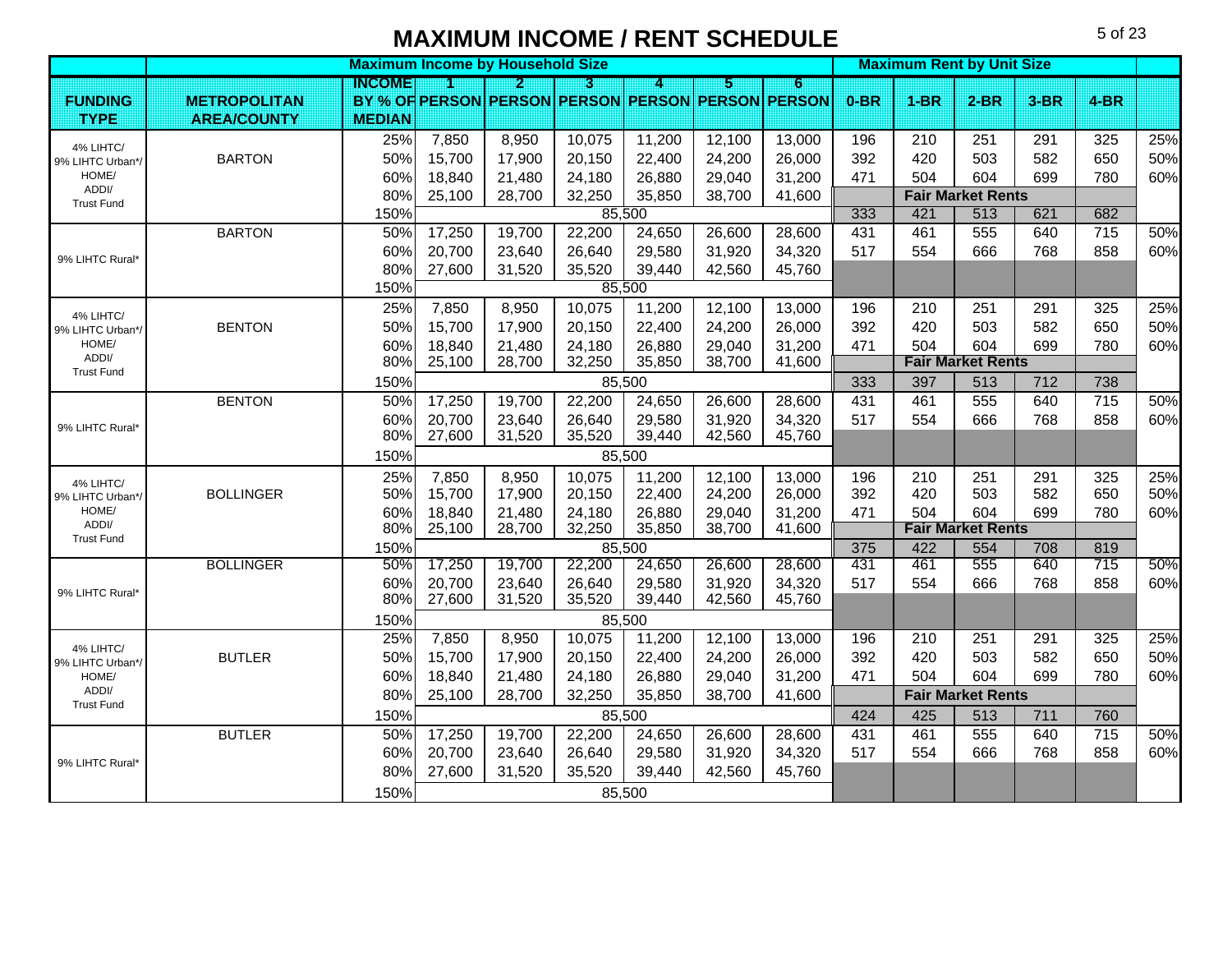# MAXIMUM INCOME / RENT SCHEDULE

| | | Maximum Income by Household Size | | | | | | | Maximum Rent by Unit Size | | | | | |
|---|---|---|---|---|---|---|---|---|---|---|---|---|---|---|
| **FUNDING TYPE** | **METROPOLITAN AREA/COUNTY** | **INCOME BY % OF MEDIAN** | **1 PERSON** | **2 PERSON** | **3 PERSON** | **4 PERSON** | **5 PERSON** | **6 PERSON** | **0-BR** | **1-BR** | **2-BR** | **3-BR** | **4-BR** | |
| 4% LIHTC/ 9% LIHTC Urban*/ HOME/ ADDI/ Trust Fund | BARTON | 25% | 7,850 | 8,950 | 10,075 | 11,200 | 12,100 | 13,000 | 196 | 210 | 251 | 291 | 325 | 25% |
| | | 50% | 15,700 | 17,900 | 20,150 | 22,400 | 24,200 | 26,000 | 392 | 420 | 503 | 582 | 650 | 50% |
| | | 60% | 18,840 | 21,480 | 24,180 | 26,880 | 29,040 | 31,200 | 471 | 504 | 604 | 699 | 780 | 60% |
| | | 80% | 25,100 | 28,700 | 32,250 | 35,850 | 38,700 | 41,600 | Fair Market Rents | | | | | |
| | | 150% | 85,500 | | | | | | 333 | 421 | 513 | 621 | 682 | |
| 9% LIHTC Rural* | BARTON | 50% | 17,250 | 19,700 | 22,200 | 24,650 | 26,600 | 28,600 | 431 | 461 | 555 | 640 | 715 | 50% |
| | | 60% | 20,700 | 23,640 | 26,640 | 29,580 | 31,920 | 34,320 | 517 | 554 | 666 | 768 | 858 | 60% |
| | | 80% | 27,600 | 31,520 | 35,520 | 39,440 | 42,560 | 45,760 | | | | | | |
| | | 150% | 85,500 | | | | | | | | | | | |
| 4% LIHTC/ 9% LIHTC Urban*/ HOME/ ADDI/ Trust Fund | BENTON | 25% | 7,850 | 8,950 | 10,075 | 11,200 | 12,100 | 13,000 | 196 | 210 | 251 | 291 | 325 | 25% |
| | | 50% | 15,700 | 17,900 | 20,150 | 22,400 | 24,200 | 26,000 | 392 | 420 | 503 | 582 | 650 | 50% |
| | | 60% | 18,840 | 21,480 | 24,180 | 26,880 | 29,040 | 31,200 | 471 | 504 | 604 | 699 | 780 | 60% |
| | | 80% | 25,100 | 28,700 | 32,250 | 35,850 | 38,700 | 41,600 | Fair Market Rents | | | | | |
| | | 150% | 85,500 | | | | | | 333 | 397 | 513 | 712 | 738 | |
| 9% LIHTC Rural* | BENTON | 50% | 17,250 | 19,700 | 22,200 | 24,650 | 26,600 | 28,600 | 431 | 461 | 555 | 640 | 715 | 50% |
| | | 60% | 20,700 | 23,640 | 26,640 | 29,580 | 31,920 | 34,320 | 517 | 554 | 666 | 768 | 858 | 60% |
| | | 80% | 27,600 | 31,520 | 35,520 | 39,440 | 42,560 | 45,760 | | | | | | |
| | | 150% | 85,500 | | | | | | | | | | | |
| 4% LIHTC/ 9% LIHTC Urban*/ HOME/ ADDI/ Trust Fund | BOLLINGER | 25% | 7,850 | 8,950 | 10,075 | 11,200 | 12,100 | 13,000 | 196 | 210 | 251 | 291 | 325 | 25% |
| | | 50% | 15,700 | 17,900 | 20,150 | 22,400 | 24,200 | 26,000 | 392 | 420 | 503 | 582 | 650 | 50% |
| | | 60% | 18,840 | 21,480 | 24,180 | 26,880 | 29,040 | 31,200 | 471 | 504 | 604 | 699 | 780 | 60% |
| | | 80% | 25,100 | 28,700 | 32,250 | 35,850 | 38,700 | 41,600 | Fair Market Rents | | | | | |
| | | 150% | 85,500 | | | | | | 375 | 422 | 554 | 708 | 819 | |
| 9% LIHTC Rural* | BOLLINGER | 50% | 17,250 | 19,700 | 22,200 | 24,650 | 26,600 | 28,600 | 431 | 461 | 555 | 640 | 715 | 50% |
| | | 60% | 20,700 | 23,640 | 26,640 | 29,580 | 31,920 | 34,320 | 517 | 554 | 666 | 768 | 858 | 60% |
| | | 80% | 27,600 | 31,520 | 35,520 | 39,440 | 42,560 | 45,760 | | | | | | |
| | | 150% | 85,500 | | | | | | | | | | | |
| 4% LIHTC/ 9% LIHTC Urban*/ HOME/ ADDI/ Trust Fund | BUTLER | 25% | 7,850 | 8,950 | 10,075 | 11,200 | 12,100 | 13,000 | 196 | 210 | 251 | 291 | 325 | 25% |
| | | 50% | 15,700 | 17,900 | 20,150 | 22,400 | 24,200 | 26,000 | 392 | 420 | 503 | 582 | 650 | 50% |
| | | 60% | 18,840 | 21,480 | 24,180 | 26,880 | 29,040 | 31,200 | 471 | 504 | 604 | 699 | 780 | 60% |
| | | 80% | 25,100 | 28,700 | 32,250 | 35,850 | 38,700 | 41,600 | Fair Market Rents | | | | | |
| | | 150% | 85,500 | | | | | | 424 | 425 | 513 | 711 | 760 | |
| 9% LIHTC Rural* | BUTLER | 50% | 17,250 | 19,700 | 22,200 | 24,650 | 26,600 | 28,600 | 431 | 461 | 555 | 640 | 715 | 50% |
| | | 60% | 20,700 | 23,640 | 26,640 | 29,580 | 31,920 | 34,320 | 517 | 554 | 666 | 768 | 858 | 60% |
| | | 80% | 27,600 | 31,520 | 35,520 | 39,440 | 42,560 | 45,760 | | | | | | |
| | | 150% | 85,500 | | | | | | | | | | | |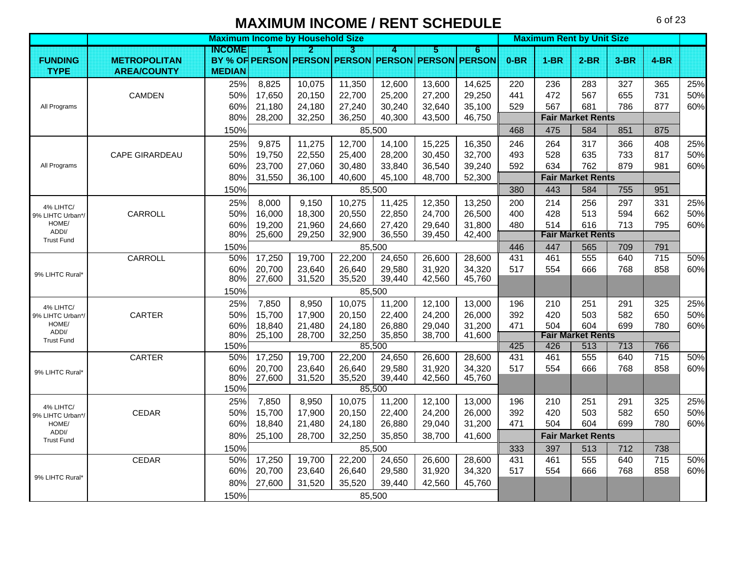# MAXIMUM INCOME / RENT SCHEDULE

| | | Maximum Income by Household Size | | | | | | | Maximum Rent by Unit Size | | | | | |
|---|---|---|---|---|---|---|---|---|---|---|---|---|---|---|
| FUNDING TYPE | METROPOLITAN AREA/COUNTY | INCOME BY % OF MEDIAN | 1 PERSON | 2 PERSON | 3 PERSON | 4 PERSON | 5 PERSON | 6 PERSON | 0-BR | 1-BR | 2-BR | 3-BR | 4-BR | |
| All Programs | CAMDEN | 25% | 8,825 | 10,075 | 11,350 | 12,600 | 13,600 | 14,625 | 220 | 236 | 283 | 327 | 365 | 25% |
| | | 50% | 17,650 | 20,150 | 22,700 | 25,200 | 27,200 | 29,250 | 441 | 472 | 567 | 655 | 731 | 50% |
| | | 60% | 21,180 | 24,180 | 27,240 | 30,240 | 32,640 | 35,100 | 529 | 567 | 681 | 786 | 877 | 60% |
| | | 80% | 28,200 | 32,250 | 36,250 | 40,300 | 43,500 | 46,750 | | Fair Market Rents | | | | |
| | | 150% | | | | 85,500 | | | 468 | 475 | 584 | 851 | 875 | |
| All Programs | CAPE GIRARDEAU | 25% | 9,875 | 11,275 | 12,700 | 14,100 | 15,225 | 16,350 | 246 | 264 | 317 | 366 | 408 | 25% |
| | | 50% | 19,750 | 22,550 | 25,400 | 28,200 | 30,450 | 32,700 | 493 | 528 | 635 | 733 | 817 | 50% |
| | | 60% | 23,700 | 27,060 | 30,480 | 33,840 | 36,540 | 39,240 | 592 | 634 | 762 | 879 | 981 | 60% |
| | | 80% | 31,550 | 36,100 | 40,600 | 45,100 | 48,700 | 52,300 | | Fair Market Rents | | | | |
| | | 150% | | | | 85,500 | | | 380 | 443 | 584 | 755 | 951 | |
| 4% LIHTC/ 9% LIHTC Urban*/ HOME/ ADDI/ Trust Fund | CARROLL | 25% | 8,000 | 9,150 | 10,275 | 11,425 | 12,350 | 13,250 | 200 | 214 | 256 | 297 | 331 | 25% |
| | | 50% | 16,000 | 18,300 | 20,550 | 22,850 | 24,700 | 26,500 | 400 | 428 | 513 | 594 | 662 | 50% |
| | | 60% | 19,200 | 21,960 | 24,660 | 27,420 | 29,640 | 31,800 | 480 | 514 | 616 | 713 | 795 | 60% |
| | | 80% | 25,600 | 29,250 | 32,900 | 36,550 | 39,450 | 42,400 | | Fair Market Rents | | | | |
| | | 150% | | | | 85,500 | | | 446 | 447 | 565 | 709 | 791 | |
| 9% LIHTC Rural* | CARROLL | 50% | 17,250 | 19,700 | 22,200 | 24,650 | 26,600 | 28,600 | 431 | 461 | 555 | 640 | 715 | 50% |
| | | 60% | 20,700 | 23,640 | 26,640 | 29,580 | 31,920 | 34,320 | 517 | 554 | 666 | 768 | 858 | 60% |
| | | 80% | 27,600 | 31,520 | 35,520 | 39,440 | 42,560 | 45,760 | | | | | | |
| | | 150% | | | | 85,500 | | | | | | | | |
| 4% LIHTC/ 9% LIHTC Urban*/ HOME/ ADDI/ Trust Fund | CARTER | 25% | 7,850 | 8,950 | 10,075 | 11,200 | 12,100 | 13,000 | 196 | 210 | 251 | 291 | 325 | 25% |
| | | 50% | 15,700 | 17,900 | 20,150 | 22,400 | 24,200 | 26,000 | 392 | 420 | 503 | 582 | 650 | 50% |
| | | 60% | 18,840 | 21,480 | 24,180 | 26,880 | 29,040 | 31,200 | 471 | 504 | 604 | 699 | 780 | 60% |
| | | 80% | 25,100 | 28,700 | 32,250 | 35,850 | 38,700 | 41,600 | | Fair Market Rents | | | | |
| | | 150% | | | | 85,500 | | | 425 | 426 | 513 | 713 | 766 | |
| 9% LIHTC Rural* | CARTER | 50% | 17,250 | 19,700 | 22,200 | 24,650 | 26,600 | 28,600 | 431 | 461 | 555 | 640 | 715 | 50% |
| | | 60% | 20,700 | 23,640 | 26,640 | 29,580 | 31,920 | 34,320 | 517 | 554 | 666 | 768 | 858 | 60% |
| | | 80% | 27,600 | 31,520 | 35,520 | 39,440 | 42,560 | 45,760 | | | | | | |
| | | 150% | | | | 85,500 | | | | | | | | |
| 4% LIHTC/ 9% LIHTC Urban*/ HOME/ ADDI/ Trust Fund | CEDAR | 25% | 7,850 | 8,950 | 10,075 | 11,200 | 12,100 | 13,000 | 196 | 210 | 251 | 291 | 325 | 25% |
| | | 50% | 15,700 | 17,900 | 20,150 | 22,400 | 24,200 | 26,000 | 392 | 420 | 503 | 582 | 650 | 50% |
| | | 60% | 18,840 | 21,480 | 24,180 | 26,880 | 29,040 | 31,200 | 471 | 504 | 604 | 699 | 780 | 60% |
| | | 80% | 25,100 | 28,700 | 32,250 | 35,850 | 38,700 | 41,600 | | Fair Market Rents | | | | |
| | | 150% | | | | 85,500 | | | 333 | 397 | 513 | 712 | 738 | |
| 9% LIHTC Rural* | CEDAR | 50% | 17,250 | 19,700 | 22,200 | 24,650 | 26,600 | 28,600 | 431 | 461 | 555 | 640 | 715 | 50% |
| | | 60% | 20,700 | 23,640 | 26,640 | 29,580 | 31,920 | 34,320 | 517 | 554 | 666 | 768 | 858 | 60% |
| | | 80% | 27,600 | 31,520 | 35,520 | 39,440 | 42,560 | 45,760 | | | | | | |
| | | 150% | | | | 85,500 | | | | | | | | |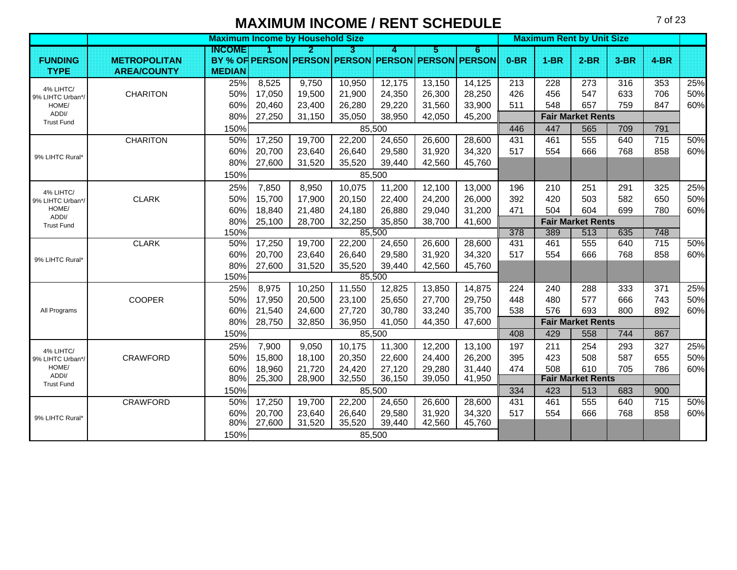# MAXIMUM INCOME / RENT SCHEDULE

| | | Maximum Income by Household Size | | | | | | | Maximum Rent by Unit Size | | | | | |
|---|---|---|---|---|---|---|---|---|---|---|---|---|---|---|
| FUNDING TYPE | METROPOLITAN AREA/COUNTY | INCOME BY % OF MEDIAN | 1 PERSON | 2 PERSON | 3 PERSON | 4 PERSON | 5 PERSON | 6 PERSON | 0-BR | 1-BR | 2-BR | 3-BR | 4-BR | |
| 4% LIHTC/ 9% LIHTC Urban*/ HOME/ ADDI/ Trust Fund | CHARITON | 25% | 8,525 | 9,750 | 10,950 | 12,175 | 13,150 | 14,125 | 213 | 228 | 273 | 316 | 353 | 25% |
| | | 50% | 17,050 | 19,500 | 21,900 | 24,350 | 26,300 | 28,250 | 426 | 456 | 547 | 633 | 706 | 50% |
| | | 60% | 20,460 | 23,400 | 26,280 | 29,220 | 31,560 | 33,900 | 511 | 548 | 657 | 759 | 847 | 60% |
| | | 80% | 27,250 | 31,150 | 35,050 | 38,950 | 42,050 | 45,200 | | Fair Market Rents | | | | |
| | | 150% | | | | 85,500 | | | 446 | 447 | 565 | 709 | 791 | |
| 9% LIHTC Rural* | CHARITON | 50% | 17,250 | 19,700 | 22,200 | 24,650 | 26,600 | 28,600 | 431 | 461 | 555 | 640 | 715 | 50% |
| | | 60% | 20,700 | 23,640 | 26,640 | 29,580 | 31,920 | 34,320 | 517 | 554 | 666 | 768 | 858 | 60% |
| | | 80% | 27,600 | 31,520 | 35,520 | 39,440 | 42,560 | 45,760 | | | | | | |
| | | 150% | | | | 85,500 | | | | | | | | |
| 4% LIHTC/ 9% LIHTC Urban*/ HOME/ ADDI/ Trust Fund | CLARK | 25% | 7,850 | 8,950 | 10,075 | 11,200 | 12,100 | 13,000 | 196 | 210 | 251 | 291 | 325 | 25% |
| | | 50% | 15,700 | 17,900 | 20,150 | 22,400 | 24,200 | 26,000 | 392 | 420 | 503 | 582 | 650 | 50% |
| | | 60% | 18,840 | 21,480 | 24,180 | 26,880 | 29,040 | 31,200 | 471 | 504 | 604 | 699 | 780 | 60% |
| | | 80% | 25,100 | 28,700 | 32,250 | 35,850 | 38,700 | 41,600 | | Fair Market Rents | | | | |
| | | 150% | | | | 85,500 | | | 378 | 389 | 513 | 635 | 748 | |
| 9% LIHTC Rural* | CLARK | 50% | 17,250 | 19,700 | 22,200 | 24,650 | 26,600 | 28,600 | 431 | 461 | 555 | 640 | 715 | 50% |
| | | 60% | 20,700 | 23,640 | 26,640 | 29,580 | 31,920 | 34,320 | 517 | 554 | 666 | 768 | 858 | 60% |
| | | 80% | 27,600 | 31,520 | 35,520 | 39,440 | 42,560 | 45,760 | | | | | | |
| | | 150% | | | | 85,500 | | | | | | | | |
| All Programs | COOPER | 25% | 8,975 | 10,250 | 11,550 | 12,825 | 13,850 | 14,875 | 224 | 240 | 288 | 333 | 371 | 25% |
| | | 50% | 17,950 | 20,500 | 23,100 | 25,650 | 27,700 | 29,750 | 448 | 480 | 577 | 666 | 743 | 50% |
| | | 60% | 21,540 | 24,600 | 27,720 | 30,780 | 33,240 | 35,700 | 538 | 576 | 693 | 800 | 892 | 60% |
| | | 80% | 28,750 | 32,850 | 36,950 | 41,050 | 44,350 | 47,600 | | Fair Market Rents | | | | |
| | | 150% | | | | 85,500 | | | 408 | 429 | 558 | 744 | 867 | |
| 4% LIHTC/ 9% LIHTC Urban*/ HOME/ ADDI/ Trust Fund | CRAWFORD | 25% | 7,900 | 9,050 | 10,175 | 11,300 | 12,200 | 13,100 | 197 | 211 | 254 | 293 | 327 | 25% |
| | | 50% | 15,800 | 18,100 | 20,350 | 22,600 | 24,400 | 26,200 | 395 | 423 | 508 | 587 | 655 | 50% |
| | | 60% | 18,960 | 21,720 | 24,420 | 27,120 | 29,280 | 31,440 | 474 | 508 | 610 | 705 | 786 | 60% |
| | | 80% | 25,300 | 28,900 | 32,550 | 36,150 | 39,050 | 41,950 | | Fair Market Rents | | | | |
| | | 150% | | | | 85,500 | | | 334 | 423 | 513 | 683 | 900 | |
| 9% LIHTC Rural* | CRAWFORD | 50% | 17,250 | 19,700 | 22,200 | 24,650 | 26,600 | 28,600 | 431 | 461 | 555 | 640 | 715 | 50% |
| | | 60% | 20,700 | 23,640 | 26,640 | 29,580 | 31,920 | 34,320 | 517 | 554 | 666 | 768 | 858 | 60% |
| | | 80% | 27,600 | 31,520 | 35,520 | 39,440 | 42,560 | 45,760 | | | | | | |
| | | 150% | | | | 85,500 | | | | | | | | |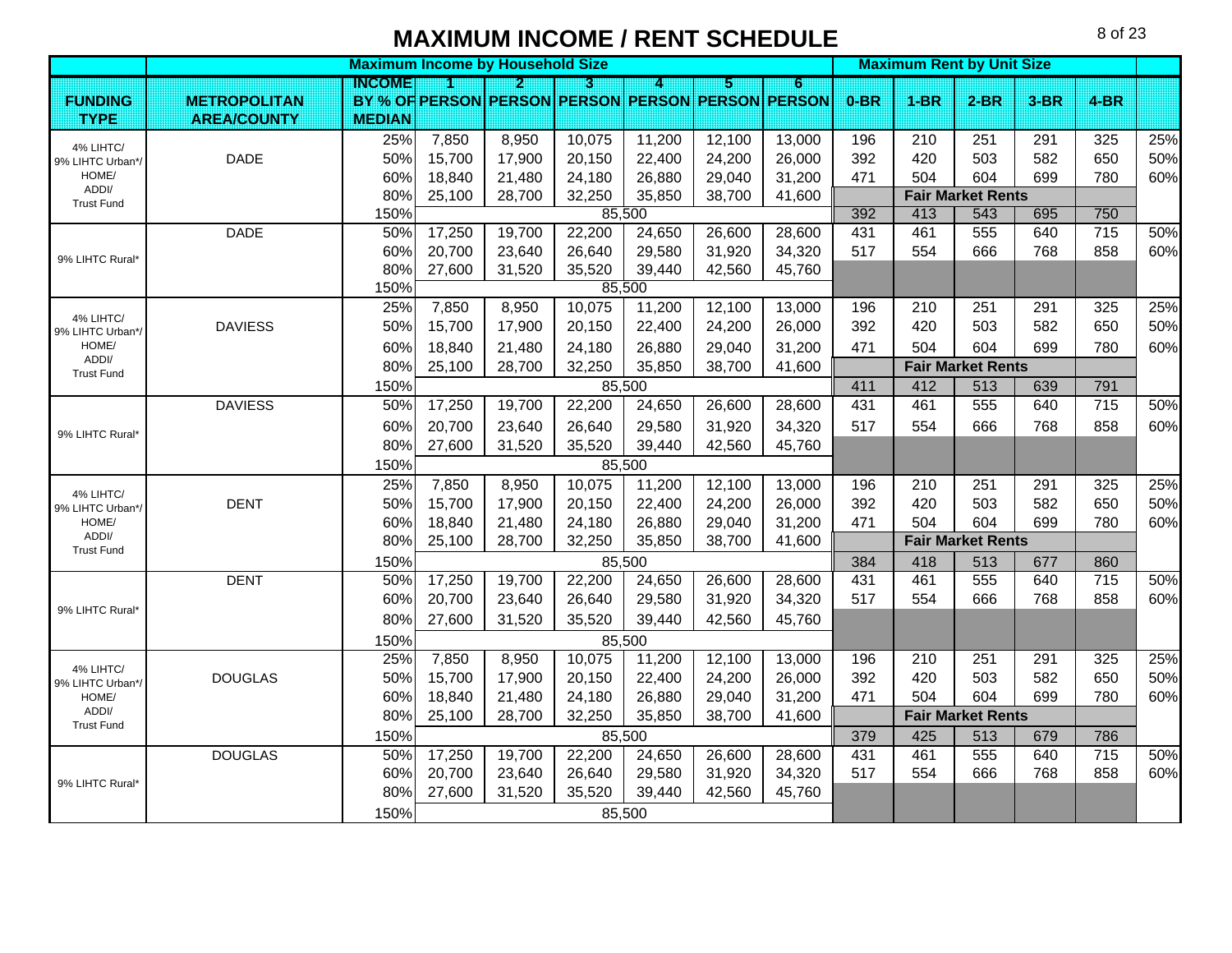# MAXIMUM INCOME / RENT SCHEDULE

| | | Maximum Income by Household Size | | | | | | | Maximum Rent by Unit Size | | | | | |
|---|---|---|---|---|---|---|---|---|---|---|---|---|---|---|
| FUNDING TYPE | METROPOLITAN AREA/COUNTY | INCOME BY % OF MEDIAN | 1 PERSON | 2 PERSON | 3 PERSON | 4 PERSON | 5 PERSON | 6 PERSON | 0-BR | 1-BR | 2-BR | 3-BR | 4-BR | |
| 4% LIHTC/ 9% LIHTC Urban*/ HOME/ ADDI/ Trust Fund | DADE | 25% | 7,850 | 8,950 | 10,075 | 11,200 | 12,100 | 13,000 | 196 | 210 | 251 | 291 | 325 | 25% |
| | | 50% | 15,700 | 17,900 | 20,150 | 22,400 | 24,200 | 26,000 | 392 | 420 | 503 | 582 | 650 | 50% |
| | | 60% | 18,840 | 21,480 | 24,180 | 26,880 | 29,040 | 31,200 | 471 | 504 | 604 | 699 | 780 | 60% |
| | | 80% | 25,100 | 28,700 | 32,250 | 35,850 | 38,700 | 41,600 | Fair Market Rents | | | | | |
| | | 150% | | | | 85,500 | | | 392 | 413 | 543 | 695 | 750 | |
| 9% LIHTC Rural* | DADE | 50% | 17,250 | 19,700 | 22,200 | 24,650 | 26,600 | 28,600 | 431 | 461 | 555 | 640 | 715 | 50% |
| | | 60% | 20,700 | 23,640 | 26,640 | 29,580 | 31,920 | 34,320 | 517 | 554 | 666 | 768 | 858 | 60% |
| | | 80% | 27,600 | 31,520 | 35,520 | 39,440 | 42,560 | 45,760 | | | | | | |
| | | 150% | | | | 85,500 | | | | | | | | |
| 4% LIHTC/ 9% LIHTC Urban*/ HOME/ ADDI/ Trust Fund | DAVIESS | 25% | 7,850 | 8,950 | 10,075 | 11,200 | 12,100 | 13,000 | 196 | 210 | 251 | 291 | 325 | 25% |
| | | 50% | 15,700 | 17,900 | 20,150 | 22,400 | 24,200 | 26,000 | 392 | 420 | 503 | 582 | 650 | 50% |
| | | 60% | 18,840 | 21,480 | 24,180 | 26,880 | 29,040 | 31,200 | 471 | 504 | 604 | 699 | 780 | 60% |
| | | 80% | 25,100 | 28,700 | 32,250 | 35,850 | 38,700 | 41,600 | Fair Market Rents | | | | | |
| | | 150% | | | | 85,500 | | | 411 | 412 | 513 | 639 | 791 | |
| 9% LIHTC Rural* | DAVIESS | 50% | 17,250 | 19,700 | 22,200 | 24,650 | 26,600 | 28,600 | 431 | 461 | 555 | 640 | 715 | 50% |
| | | 60% | 20,700 | 23,640 | 26,640 | 29,580 | 31,920 | 34,320 | 517 | 554 | 666 | 768 | 858 | 60% |
| | | 80% | 27,600 | 31,520 | 35,520 | 39,440 | 42,560 | 45,760 | | | | | | |
| | | 150% | | | | 85,500 | | | | | | | | |
| 4% LIHTC/ 9% LIHTC Urban*/ HOME/ ADDI/ Trust Fund | DENT | 25% | 7,850 | 8,950 | 10,075 | 11,200 | 12,100 | 13,000 | 196 | 210 | 251 | 291 | 325 | 25% |
| | | 50% | 15,700 | 17,900 | 20,150 | 22,400 | 24,200 | 26,000 | 392 | 420 | 503 | 582 | 650 | 50% |
| | | 60% | 18,840 | 21,480 | 24,180 | 26,880 | 29,040 | 31,200 | 471 | 504 | 604 | 699 | 780 | 60% |
| | | 80% | 25,100 | 28,700 | 32,250 | 35,850 | 38,700 | 41,600 | Fair Market Rents | | | | | |
| | | 150% | | | | 85,500 | | | 384 | 418 | 513 | 677 | 860 | |
| 9% LIHTC Rural* | DENT | 50% | 17,250 | 19,700 | 22,200 | 24,650 | 26,600 | 28,600 | 431 | 461 | 555 | 640 | 715 | 50% |
| | | 60% | 20,700 | 23,640 | 26,640 | 29,580 | 31,920 | 34,320 | 517 | 554 | 666 | 768 | 858 | 60% |
| | | 80% | 27,600 | 31,520 | 35,520 | 39,440 | 42,560 | 45,760 | | | | | | |
| | | 150% | | | | 85,500 | | | | | | | | |
| 4% LIHTC/ 9% LIHTC Urban*/ HOME/ ADDI/ Trust Fund | DOUGLAS | 25% | 7,850 | 8,950 | 10,075 | 11,200 | 12,100 | 13,000 | 196 | 210 | 251 | 291 | 325 | 25% |
| | | 50% | 15,700 | 17,900 | 20,150 | 22,400 | 24,200 | 26,000 | 392 | 420 | 503 | 582 | 650 | 50% |
| | | 60% | 18,840 | 21,480 | 24,180 | 26,880 | 29,040 | 31,200 | 471 | 504 | 604 | 699 | 780 | 60% |
| | | 80% | 25,100 | 28,700 | 32,250 | 35,850 | 38,700 | 41,600 | Fair Market Rents | | | | | |
| | | 150% | | | | 85,500 | | | 379 | 425 | 513 | 679 | 786 | |
| 9% LIHTC Rural* | DOUGLAS | 50% | 17,250 | 19,700 | 22,200 | 24,650 | 26,600 | 28,600 | 431 | 461 | 555 | 640 | 715 | 50% |
| | | 60% | 20,700 | 23,640 | 26,640 | 29,580 | 31,920 | 34,320 | 517 | 554 | 666 | 768 | 858 | 60% |
| | | 80% | 27,600 | 31,520 | 35,520 | 39,440 | 42,560 | 45,760 | | | | | | |
| | | 150% | | | | 85,500 | | | | | | | | |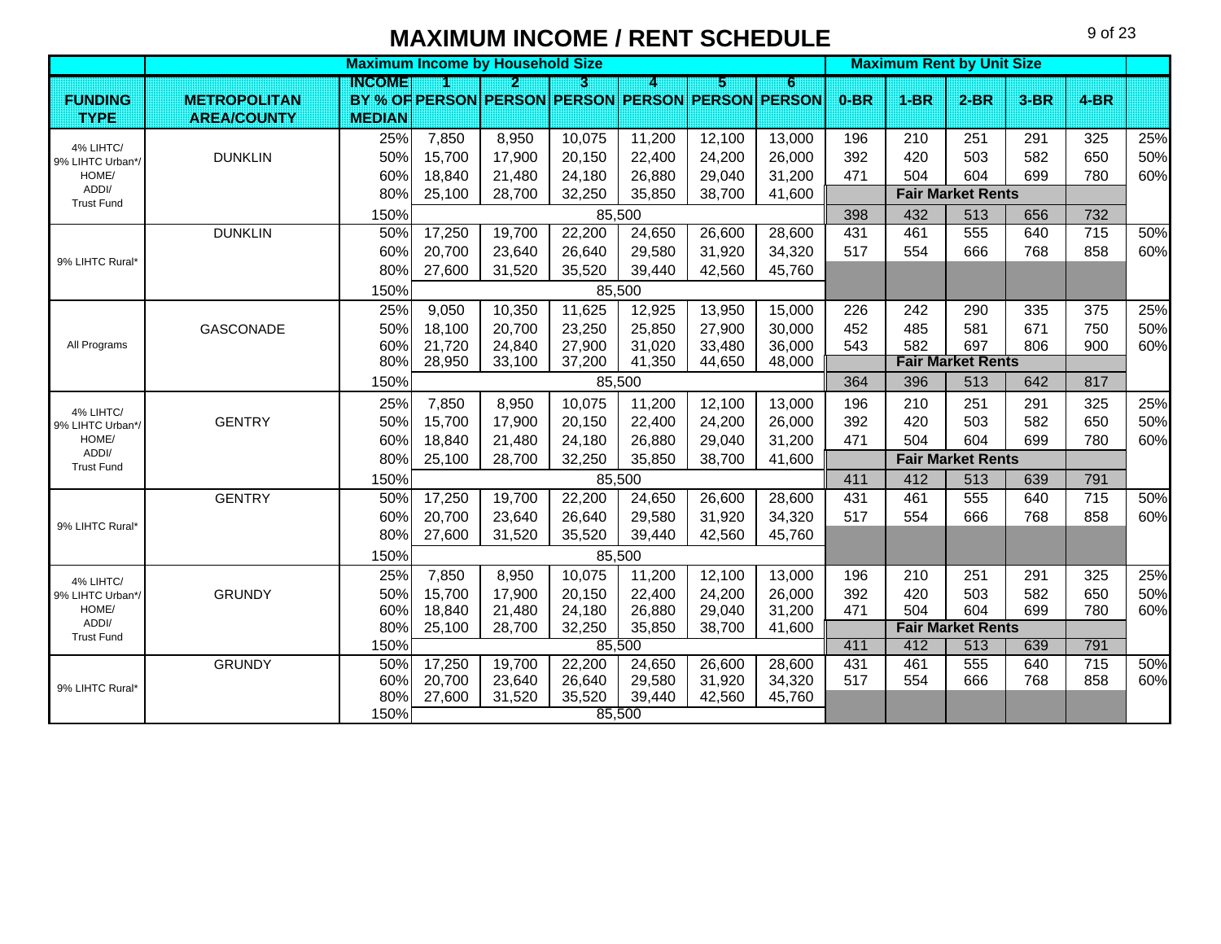# MAXIMUM INCOME / RENT SCHEDULE

| | | Maximum Income by Household Size | | | | | | | Maximum Rent by Unit Size | | | | | |
|---|---|---|---|---|---|---|---|---|---|---|---|---|---|---|
| FUNDING TYPE | METROPOLITAN AREA/COUNTY | INCOME BY % OF MEDIAN | 1 PERSON | 2 PERSON | 3 PERSON | 4 PERSON | 5 PERSON | 6 PERSON | 0-BR | 1-BR | 2-BR | 3-BR | 4-BR | |
| 4% LIHTC/ 9% LIHTC Urban*/ HOME/ ADDI/ Trust Fund | DUNKLIN | 25% | 7,850 | 8,950 | 10,075 | 11,200 | 12,100 | 13,000 | 196 | 210 | 251 | 291 | 325 | 25% |
| | | 50% | 15,700 | 17,900 | 20,150 | 22,400 | 24,200 | 26,000 | 392 | 420 | 503 | 582 | 650 | 50% |
| | | 60% | 18,840 | 21,480 | 24,180 | 26,880 | 29,040 | 31,200 | 471 | 504 | 604 | 699 | 780 | 60% |
| | | 80% | 25,100 | 28,700 | 32,250 | 35,850 | 38,700 | 41,600 | | Fair Market Rents | | | | |
| | | 150% | 85,500 | | | | | | 398 | 432 | 513 | 656 | 732 | |
| 9% LIHTC Rural* | DUNKLIN | 50% | 17,250 | 19,700 | 22,200 | 24,650 | 26,600 | 28,600 | 431 | 461 | 555 | 640 | 715 | 50% |
| | | 60% | 20,700 | 23,640 | 26,640 | 29,580 | 31,920 | 34,320 | 517 | 554 | 666 | 768 | 858 | 60% |
| | | 80% | 27,600 | 31,520 | 35,520 | 39,440 | 42,560 | 45,760 | | | | | | |
| | | 150% | 85,500 | | | | | | | | | | | |
| All Programs | GASCONADE | 25% | 9,050 | 10,350 | 11,625 | 12,925 | 13,950 | 15,000 | 226 | 242 | 290 | 335 | 375 | 25% |
| | | 50% | 18,100 | 20,700 | 23,250 | 25,850 | 27,900 | 30,000 | 452 | 485 | 581 | 671 | 750 | 50% |
| | | 60% | 21,720 | 24,840 | 27,900 | 31,020 | 33,480 | 36,000 | 543 | 582 | 697 | 806 | 900 | 60% |
| | | 80% | 28,950 | 33,100 | 37,200 | 41,350 | 44,650 | 48,000 | | Fair Market Rents | | | | |
| | | 150% | 85,500 | | | | | | 364 | 396 | 513 | 642 | 817 | |
| 4% LIHTC/ 9% LIHTC Urban*/ HOME/ ADDI/ Trust Fund | GENTRY | 25% | 7,850 | 8,950 | 10,075 | 11,200 | 12,100 | 13,000 | 196 | 210 | 251 | 291 | 325 | 25% |
| | | 50% | 15,700 | 17,900 | 20,150 | 22,400 | 24,200 | 26,000 | 392 | 420 | 503 | 582 | 650 | 50% |
| | | 60% | 18,840 | 21,480 | 24,180 | 26,880 | 29,040 | 31,200 | 471 | 504 | 604 | 699 | 780 | 60% |
| | | 80% | 25,100 | 28,700 | 32,250 | 35,850 | 38,700 | 41,600 | | Fair Market Rents | | | | |
| | | 150% | 85,500 | | | | | | 411 | 412 | 513 | 639 | 791 | |
| 9% LIHTC Rural* | GENTRY | 50% | 17,250 | 19,700 | 22,200 | 24,650 | 26,600 | 28,600 | 431 | 461 | 555 | 640 | 715 | 50% |
| | | 60% | 20,700 | 23,640 | 26,640 | 29,580 | 31,920 | 34,320 | 517 | 554 | 666 | 768 | 858 | 60% |
| | | 80% | 27,600 | 31,520 | 35,520 | 39,440 | 42,560 | 45,760 | | | | | | |
| | | 150% | 85,500 | | | | | | | | | | | |
| 4% LIHTC/ 9% LIHTC Urban*/ HOME/ ADDI/ Trust Fund | GRUNDY | 25% | 7,850 | 8,950 | 10,075 | 11,200 | 12,100 | 13,000 | 196 | 210 | 251 | 291 | 325 | 25% |
| | | 50% | 15,700 | 17,900 | 20,150 | 22,400 | 24,200 | 26,000 | 392 | 420 | 503 | 582 | 650 | 50% |
| | | 60% | 18,840 | 21,480 | 24,180 | 26,880 | 29,040 | 31,200 | 471 | 504 | 604 | 699 | 780 | 60% |
| | | 80% | 25,100 | 28,700 | 32,250 | 35,850 | 38,700 | 41,600 | | Fair Market Rents | | | | |
| | | 150% | 85,500 | | | | | | 411 | 412 | 513 | 639 | 791 | |
| 9% LIHTC Rural* | GRUNDY | 50% | 17,250 | 19,700 | 22,200 | 24,650 | 26,600 | 28,600 | 431 | 461 | 555 | 640 | 715 | 50% |
| | | 60% | 20,700 | 23,640 | 26,640 | 29,580 | 31,920 | 34,320 | 517 | 554 | 666 | 768 | 858 | 60% |
| | | 80% | 27,600 | 31,520 | 35,520 | 39,440 | 42,560 | 45,760 | | | | | | |
| | | 150% | 85,500 | | | | | | | | | | | |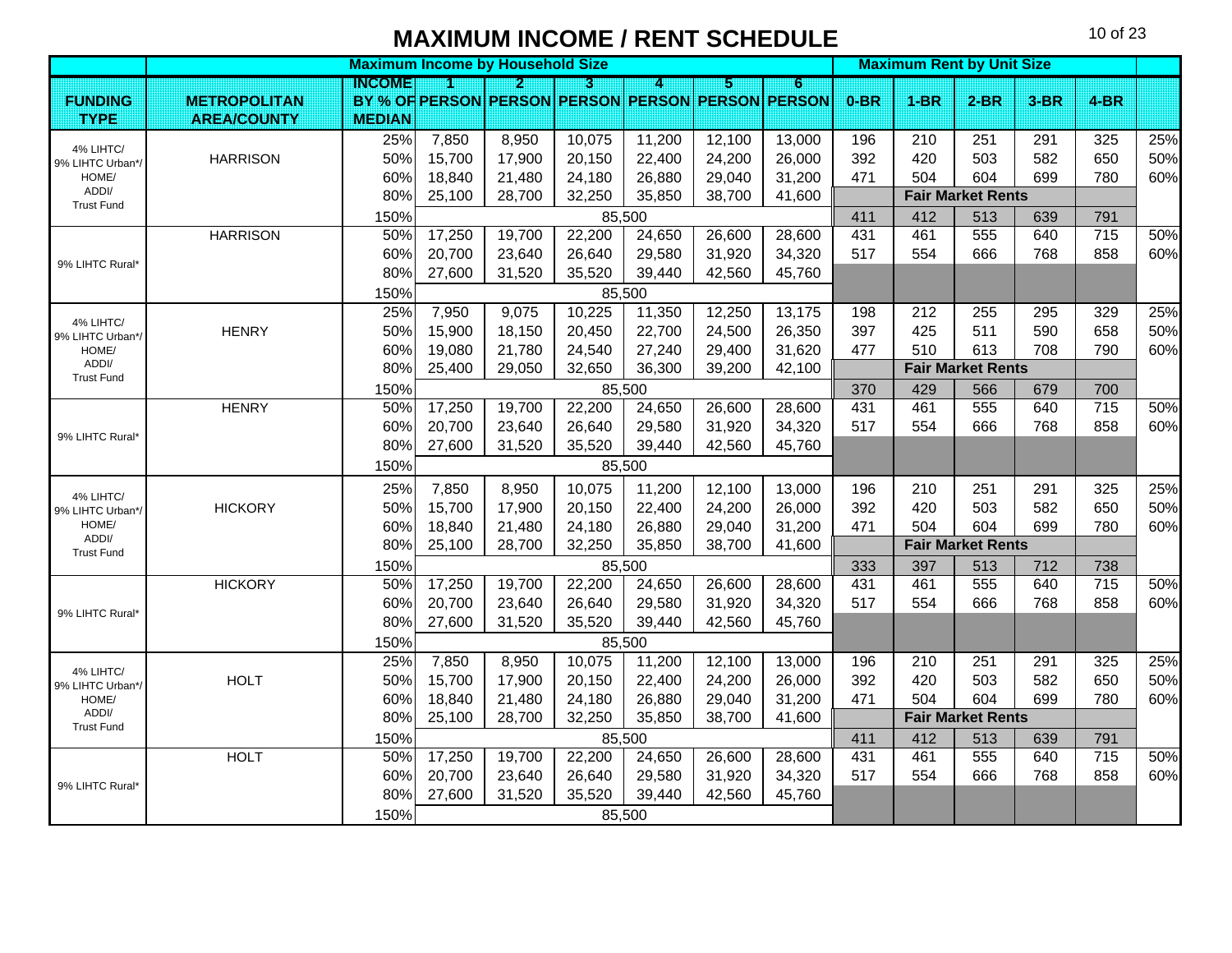# MAXIMUM INCOME / RENT SCHEDULE

| | | Maximum Income by Household Size | | | | | | | Maximum Rent by Unit Size | | | | | |
|---|---|---|---|---|---|---|---|---|---|---|---|---|---|---|
| FUNDING TYPE | METROPOLITAN AREA/COUNTY | INCOME BY % OF MEDIAN | 1 PERSON | 2 PERSON | 3 PERSON | 4 PERSON | 5 PERSON | 6 PERSON | 0-BR | 1-BR | 2-BR | 3-BR | 4-BR | |
| 4% LIHTC/ 9% LIHTC Urban*/ HOME/ ADDI/ Trust Fund | HARRISON | 25% | 7,850 | 8,950 | 10,075 | 11,200 | 12,100 | 13,000 | 196 | 210 | 251 | 291 | 325 | 25% |
| | | 50% | 15,700 | 17,900 | 20,150 | 22,400 | 24,200 | 26,000 | 392 | 420 | 503 | 582 | 650 | 50% |
| | | 60% | 18,840 | 21,480 | 24,180 | 26,880 | 29,040 | 31,200 | 471 | 504 | 604 | 699 | 780 | 60% |
| | | 80% | 25,100 | 28,700 | 32,250 | 35,850 | 38,700 | 41,600 | Fair Market Rents | | | | | |
| | | 150% | 85,500 | | | | | | 411 | 412 | 513 | 639 | 791 | |
| 9% LIHTC Rural* | HARRISON | 50% | 17,250 | 19,700 | 22,200 | 24,650 | 26,600 | 28,600 | 431 | 461 | 555 | 640 | 715 | 50% |
| | | 60% | 20,700 | 23,640 | 26,640 | 29,580 | 31,920 | 34,320 | 517 | 554 | 666 | 768 | 858 | 60% |
| | | 80% | 27,600 | 31,520 | 35,520 | 39,440 | 42,560 | 45,760 | | | | | | |
| | | 150% | 85,500 | | | | | | | | | | | |
| 4% LIHTC/ 9% LIHTC Urban*/ HOME/ ADDI/ Trust Fund | HENRY | 25% | 7,950 | 9,075 | 10,225 | 11,350 | 12,250 | 13,175 | 198 | 212 | 255 | 295 | 329 | 25% |
| | | 50% | 15,900 | 18,150 | 20,450 | 22,700 | 24,500 | 26,350 | 397 | 425 | 511 | 590 | 658 | 50% |
| | | 60% | 19,080 | 21,780 | 24,540 | 27,240 | 29,400 | 31,620 | 477 | 510 | 613 | 708 | 790 | 60% |
| | | 80% | 25,400 | 29,050 | 32,650 | 36,300 | 39,200 | 42,100 | Fair Market Rents | | | | | |
| | | 150% | 85,500 | | | | | | 370 | 429 | 566 | 679 | 700 | |
| 9% LIHTC Rural* | HENRY | 50% | 17,250 | 19,700 | 22,200 | 24,650 | 26,600 | 28,600 | 431 | 461 | 555 | 640 | 715 | 50% |
| | | 60% | 20,700 | 23,640 | 26,640 | 29,580 | 31,920 | 34,320 | 517 | 554 | 666 | 768 | 858 | 60% |
| | | 80% | 27,600 | 31,520 | 35,520 | 39,440 | 42,560 | 45,760 | | | | | | |
| | | 150% | 85,500 | | | | | | | | | | | |
| 4% LIHTC/ 9% LIHTC Urban*/ HOME/ ADDI/ Trust Fund | HICKORY | 25% | 7,850 | 8,950 | 10,075 | 11,200 | 12,100 | 13,000 | 196 | 210 | 251 | 291 | 325 | 25% |
| | | 50% | 15,700 | 17,900 | 20,150 | 22,400 | 24,200 | 26,000 | 392 | 420 | 503 | 582 | 650 | 50% |
| | | 60% | 18,840 | 21,480 | 24,180 | 26,880 | 29,040 | 31,200 | 471 | 504 | 604 | 699 | 780 | 60% |
| | | 80% | 25,100 | 28,700 | 32,250 | 35,850 | 38,700 | 41,600 | Fair Market Rents | | | | | |
| | | 150% | 85,500 | | | | | | 333 | 397 | 513 | 712 | 738 | |
| 9% LIHTC Rural* | HICKORY | 50% | 17,250 | 19,700 | 22,200 | 24,650 | 26,600 | 28,600 | 431 | 461 | 555 | 640 | 715 | 50% |
| | | 60% | 20,700 | 23,640 | 26,640 | 29,580 | 31,920 | 34,320 | 517 | 554 | 666 | 768 | 858 | 60% |
| | | 80% | 27,600 | 31,520 | 35,520 | 39,440 | 42,560 | 45,760 | | | | | | |
| | | 150% | 85,500 | | | | | | | | | | | |
| 4% LIHTC/ 9% LIHTC Urban*/ HOME/ ADDI/ Trust Fund | HOLT | 25% | 7,850 | 8,950 | 10,075 | 11,200 | 12,100 | 13,000 | 196 | 210 | 251 | 291 | 325 | 25% |
| | | 50% | 15,700 | 17,900 | 20,150 | 22,400 | 24,200 | 26,000 | 392 | 420 | 503 | 582 | 650 | 50% |
| | | 60% | 18,840 | 21,480 | 24,180 | 26,880 | 29,040 | 31,200 | 471 | 504 | 604 | 699 | 780 | 60% |
| | | 80% | 25,100 | 28,700 | 32,250 | 35,850 | 38,700 | 41,600 | Fair Market Rents | | | | | |
| | | 150% | 85,500 | | | | | | 411 | 412 | 513 | 639 | 791 | |
| 9% LIHTC Rural* | HOLT | 50% | 17,250 | 19,700 | 22,200 | 24,650 | 26,600 | 28,600 | 431 | 461 | 555 | 640 | 715 | 50% |
| | | 60% | 20,700 | 23,640 | 26,640 | 29,580 | 31,920 | 34,320 | 517 | 554 | 666 | 768 | 858 | 60% |
| | | 80% | 27,600 | 31,520 | 35,520 | 39,440 | 42,560 | 45,760 | | | | | | |
| | | 150% | 85,500 | | | | | | | | | | | |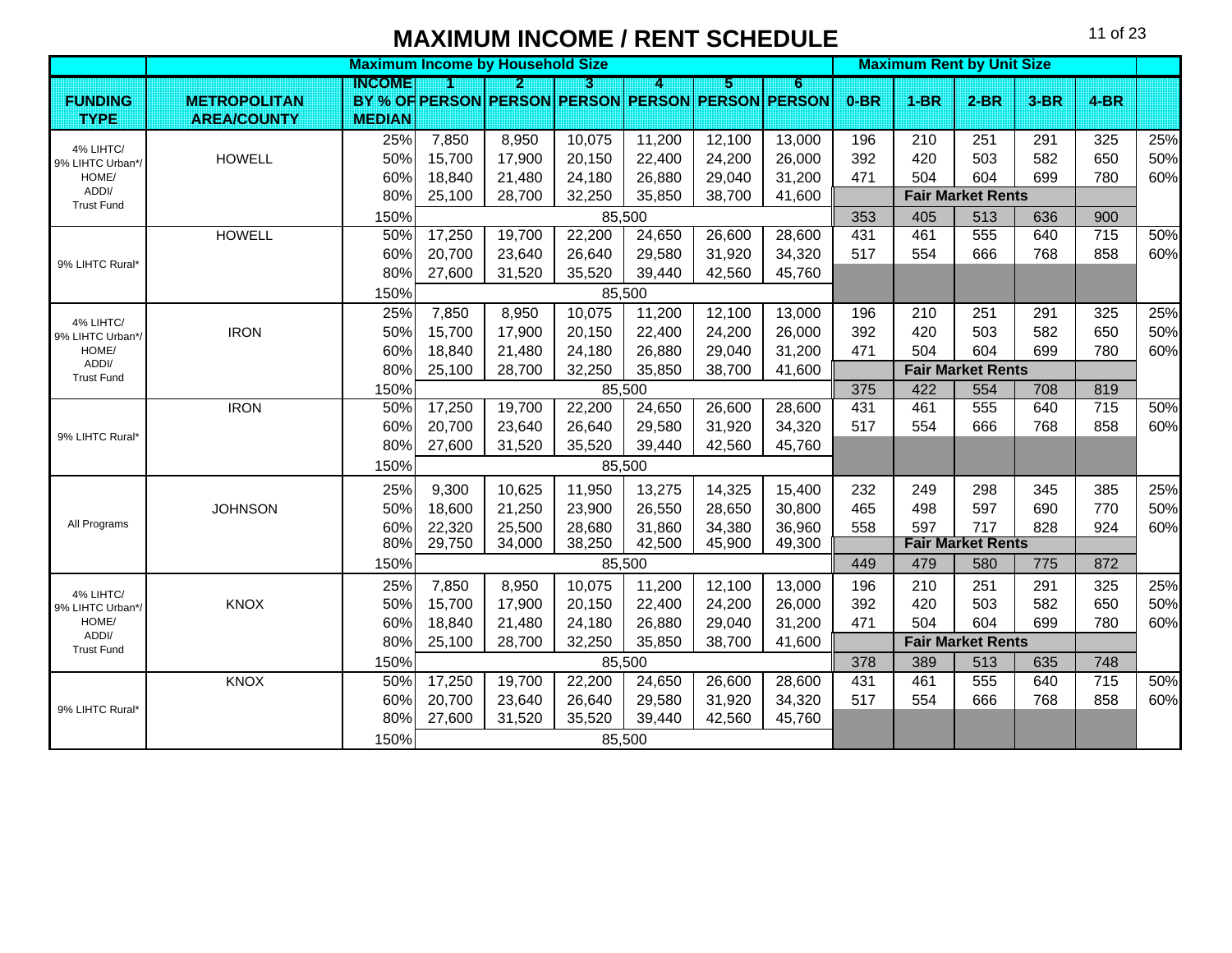# MAXIMUM INCOME / RENT SCHEDULE

| | | Maximum Income by Household Size | | | | | | | Maximum Rent by Unit Size | | | | | |
|---|---|---|---|---|---|---|---|---|---|---|---|---|---|---|
| FUNDING TYPE | METROPOLITAN AREA/COUNTY | INCOME BY % OF MEDIAN | 1 PERSON | 2 PERSON | 3 PERSON | 4 PERSON | 5 PERSON | 6 PERSON | 0-BR | 1-BR | 2-BR | 3-BR | 4-BR | |
| 4% LIHTC/ 9% LIHTC Urban*/ HOME/ ADDI/ Trust Fund | HOWELL | 25% | 7,850 | 8,950 | 10,075 | 11,200 | 12,100 | 13,000 | 196 | 210 | 251 | 291 | 325 | 25% |
| | | 50% | 15,700 | 17,900 | 20,150 | 22,400 | 24,200 | 26,000 | 392 | 420 | 503 | 582 | 650 | 50% |
| | | 60% | 18,840 | 21,480 | 24,180 | 26,880 | 29,040 | 31,200 | 471 | 504 | 604 | 699 | 780 | 60% |
| | | 80% | 25,100 | 28,700 | 32,250 | 35,850 | 38,700 | 41,600 | | Fair Market Rents | | | | |
| | | 150% | | | | 85,500 | | | 353 | 405 | 513 | 636 | 900 | |
| 9% LIHTC Rural* | HOWELL | 50% | 17,250 | 19,700 | 22,200 | 24,650 | 26,600 | 28,600 | 431 | 461 | 555 | 640 | 715 | 50% |
| | | 60% | 20,700 | 23,640 | 26,640 | 29,580 | 31,920 | 34,320 | 517 | 554 | 666 | 768 | 858 | 60% |
| | | 80% | 27,600 | 31,520 | 35,520 | 39,440 | 42,560 | 45,760 | | | | | | |
| | | 150% | | | | 85,500 | | | | | | | | |
| 4% LIHTC/ 9% LIHTC Urban*/ HOME/ ADDI/ Trust Fund | IRON | 25% | 7,850 | 8,950 | 10,075 | 11,200 | 12,100 | 13,000 | 196 | 210 | 251 | 291 | 325 | 25% |
| | | 50% | 15,700 | 17,900 | 20,150 | 22,400 | 24,200 | 26,000 | 392 | 420 | 503 | 582 | 650 | 50% |
| | | 60% | 18,840 | 21,480 | 24,180 | 26,880 | 29,040 | 31,200 | 471 | 504 | 604 | 699 | 780 | 60% |
| | | 80% | 25,100 | 28,700 | 32,250 | 35,850 | 38,700 | 41,600 | | Fair Market Rents | | | | |
| | | 150% | | | | 85,500 | | | 375 | 422 | 554 | 708 | 819 | |
| 9% LIHTC Rural* | IRON | 50% | 17,250 | 19,700 | 22,200 | 24,650 | 26,600 | 28,600 | 431 | 461 | 555 | 640 | 715 | 50% |
| | | 60% | 20,700 | 23,640 | 26,640 | 29,580 | 31,920 | 34,320 | 517 | 554 | 666 | 768 | 858 | 60% |
| | | 80% | 27,600 | 31,520 | 35,520 | 39,440 | 42,560 | 45,760 | | | | | | |
| | | 150% | | | | 85,500 | | | | | | | | |
| All Programs | JOHNSON | 25% | 9,300 | 10,625 | 11,950 | 13,275 | 14,325 | 15,400 | 232 | 249 | 298 | 345 | 385 | 25% |
| | | 50% | 18,600 | 21,250 | 23,900 | 26,550 | 28,650 | 30,800 | 465 | 498 | 597 | 690 | 770 | 50% |
| | | 60% | 22,320 | 25,500 | 28,680 | 31,860 | 34,380 | 36,960 | 558 | 597 | 717 | 828 | 924 | 60% |
| | | 80% | 29,750 | 34,000 | 38,250 | 42,500 | 45,900 | 49,300 | | Fair Market Rents | | | | |
| | | 150% | | | | 85,500 | | | 449 | 479 | 580 | 775 | 872 | |
| 4% LIHTC/ 9% LIHTC Urban*/ HOME/ ADDI/ Trust Fund | KNOX | 25% | 7,850 | 8,950 | 10,075 | 11,200 | 12,100 | 13,000 | 196 | 210 | 251 | 291 | 325 | 25% |
| | | 50% | 15,700 | 17,900 | 20,150 | 22,400 | 24,200 | 26,000 | 392 | 420 | 503 | 582 | 650 | 50% |
| | | 60% | 18,840 | 21,480 | 24,180 | 26,880 | 29,040 | 31,200 | 471 | 504 | 604 | 699 | 780 | 60% |
| | | 80% | 25,100 | 28,700 | 32,250 | 35,850 | 38,700 | 41,600 | | Fair Market Rents | | | | |
| | | 150% | | | | 85,500 | | | 378 | 389 | 513 | 635 | 748 | |
| 9% LIHTC Rural* | KNOX | 50% | 17,250 | 19,700 | 22,200 | 24,650 | 26,600 | 28,600 | 431 | 461 | 555 | 640 | 715 | 50% |
| | | 60% | 20,700 | 23,640 | 26,640 | 29,580 | 31,920 | 34,320 | 517 | 554 | 666 | 768 | 858 | 60% |
| | | 80% | 27,600 | 31,520 | 35,520 | 39,440 | 42,560 | 45,760 | | | | | | |
| | | 150% | | | | 85,500 | | | | | | | | |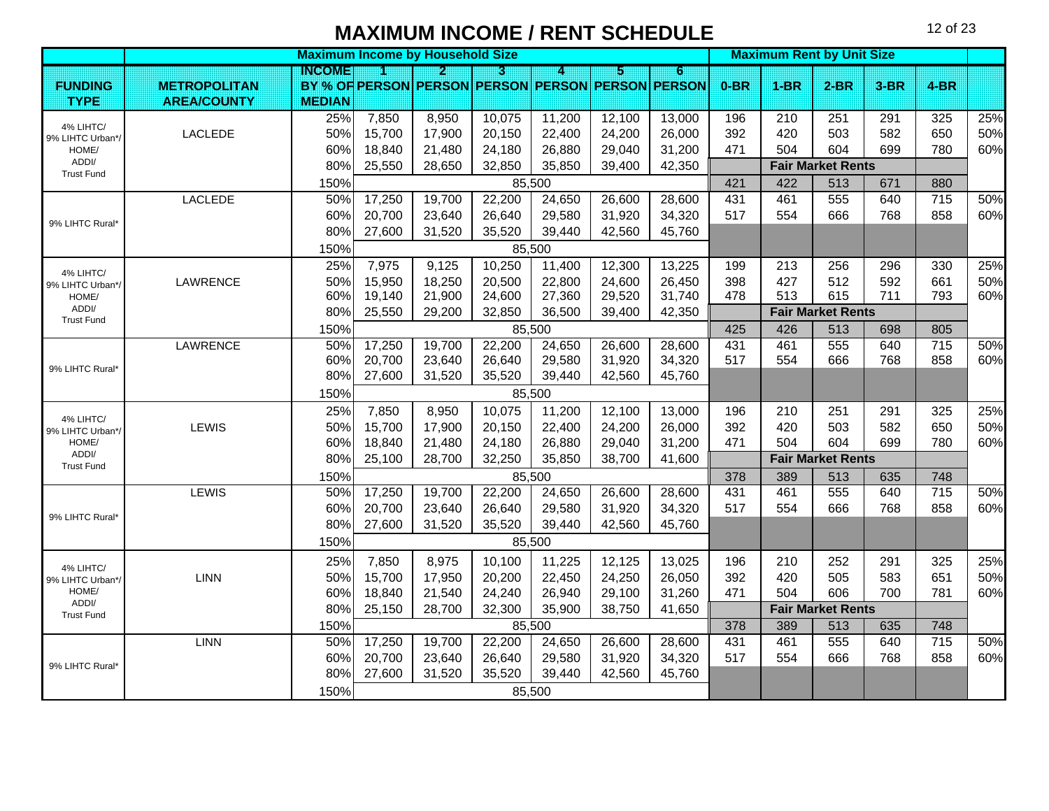# MAXIMUM INCOME / RENT SCHEDULE

| | | Maximum Income by Household Size | | | | | | | Maximum Rent by Unit Size | | | | | |
|---|---|---|---|---|---|---|---|---|---|---|---|---|---|---|
| FUNDING TYPE | METROPOLITAN AREA/COUNTY | INCOME BY % OF MEDIAN | 1 PERSON | 2 PERSON | 3 PERSON | 4 PERSON | 5 PERSON | 6 PERSON | 0-BR | 1-BR | 2-BR | 3-BR | 4-BR | |
| 4% LIHTC/ 9% LIHTC Urban*/ HOME/ ADDI/ Trust Fund | LACLEDE | 25% | 7,850 | 8,950 | 10,075 | 11,200 | 12,100 | 13,000 | 196 | 210 | 251 | 291 | 325 | 25% |
| | | 50% | 15,700 | 17,900 | 20,150 | 22,400 | 24,200 | 26,000 | 392 | 420 | 503 | 582 | 650 | 50% |
| | | 60% | 18,840 | 21,480 | 24,180 | 26,880 | 29,040 | 31,200 | 471 | 504 | 604 | 699 | 780 | 60% |
| | | 80% | 25,550 | 28,650 | 32,850 | 35,850 | 39,400 | 42,350 | Fair Market Rents | | | | | |
| | | 150% | 85,500 | | | | | | 421 | 422 | 513 | 671 | 880 | |
| 9% LIHTC Rural* | LACLEDE | 50% | 17,250 | 19,700 | 22,200 | 24,650 | 26,600 | 28,600 | 431 | 461 | 555 | 640 | 715 | 50% |
| | | 60% | 20,700 | 23,640 | 26,640 | 29,580 | 31,920 | 34,320 | 517 | 554 | 666 | 768 | 858 | 60% |
| | | 80% | 27,600 | 31,520 | 35,520 | 39,440 | 42,560 | 45,760 | | | | | | |
| | | 150% | 85,500 | | | | | | | | | | | |
| 4% LIHTC/ 9% LIHTC Urban*/ HOME/ ADDI/ Trust Fund | LAWRENCE | 25% | 7,975 | 9,125 | 10,250 | 11,400 | 12,300 | 13,225 | 199 | 213 | 256 | 296 | 330 | 25% |
| | | 50% | 15,950 | 18,250 | 20,500 | 22,800 | 24,600 | 26,450 | 398 | 427 | 512 | 592 | 661 | 50% |
| | | 60% | 19,140 | 21,900 | 24,600 | 27,360 | 29,520 | 31,740 | 478 | 513 | 615 | 711 | 793 | 60% |
| | | 80% | 25,550 | 29,200 | 32,850 | 36,500 | 39,400 | 42,350 | Fair Market Rents | | | | | |
| | | 150% | 85,500 | | | | | | 425 | 426 | 513 | 698 | 805 | |
| 9% LIHTC Rural* | LAWRENCE | 50% | 17,250 | 19,700 | 22,200 | 24,650 | 26,600 | 28,600 | 431 | 461 | 555 | 640 | 715 | 50% |
| | | 60% | 20,700 | 23,640 | 26,640 | 29,580 | 31,920 | 34,320 | 517 | 554 | 666 | 768 | 858 | 60% |
| | | 80% | 27,600 | 31,520 | 35,520 | 39,440 | 42,560 | 45,760 | | | | | | |
| | | 150% | 85,500 | | | | | | | | | | | |
| 4% LIHTC/ 9% LIHTC Urban*/ HOME/ ADDI/ Trust Fund | LEWIS | 25% | 7,850 | 8,950 | 10,075 | 11,200 | 12,100 | 13,000 | 196 | 210 | 251 | 291 | 325 | 25% |
| | | 50% | 15,700 | 17,900 | 20,150 | 22,400 | 24,200 | 26,000 | 392 | 420 | 503 | 582 | 650 | 50% |
| | | 60% | 18,840 | 21,480 | 24,180 | 26,880 | 29,040 | 31,200 | 471 | 504 | 604 | 699 | 780 | 60% |
| | | 80% | 25,100 | 28,700 | 32,250 | 35,850 | 38,700 | 41,600 | Fair Market Rents | | | | | |
| | | 150% | 85,500 | | | | | | 378 | 389 | 513 | 635 | 748 | |
| 9% LIHTC Rural* | LEWIS | 50% | 17,250 | 19,700 | 22,200 | 24,650 | 26,600 | 28,600 | 431 | 461 | 555 | 640 | 715 | 50% |
| | | 60% | 20,700 | 23,640 | 26,640 | 29,580 | 31,920 | 34,320 | 517 | 554 | 666 | 768 | 858 | 60% |
| | | 80% | 27,600 | 31,520 | 35,520 | 39,440 | 42,560 | 45,760 | | | | | | |
| | | 150% | 85,500 | | | | | | | | | | | |
| 4% LIHTC/ 9% LIHTC Urban*/ HOME/ ADDI/ Trust Fund | LINN | 25% | 7,850 | 8,975 | 10,100 | 11,225 | 12,125 | 13,025 | 196 | 210 | 252 | 291 | 325 | 25% |
| | | 50% | 15,700 | 17,950 | 20,200 | 22,450 | 24,250 | 26,050 | 392 | 420 | 505 | 583 | 651 | 50% |
| | | 60% | 18,840 | 21,540 | 24,240 | 26,940 | 29,100 | 31,260 | 471 | 504 | 606 | 700 | 781 | 60% |
| | | 80% | 25,150 | 28,700 | 32,300 | 35,900 | 38,750 | 41,650 | Fair Market Rents | | | | | |
| | | 150% | 85,500 | | | | | | 378 | 389 | 513 | 635 | 748 | |
| 9% LIHTC Rural* | LINN | 50% | 17,250 | 19,700 | 22,200 | 24,650 | 26,600 | 28,600 | 431 | 461 | 555 | 640 | 715 | 50% |
| | | 60% | 20,700 | 23,640 | 26,640 | 29,580 | 31,920 | 34,320 | 517 | 554 | 666 | 768 | 858 | 60% |
| | | 80% | 27,600 | 31,520 | 35,520 | 39,440 | 42,560 | 45,760 | | | | | | |
| | | 150% | 85,500 | | | | | | | | | | | |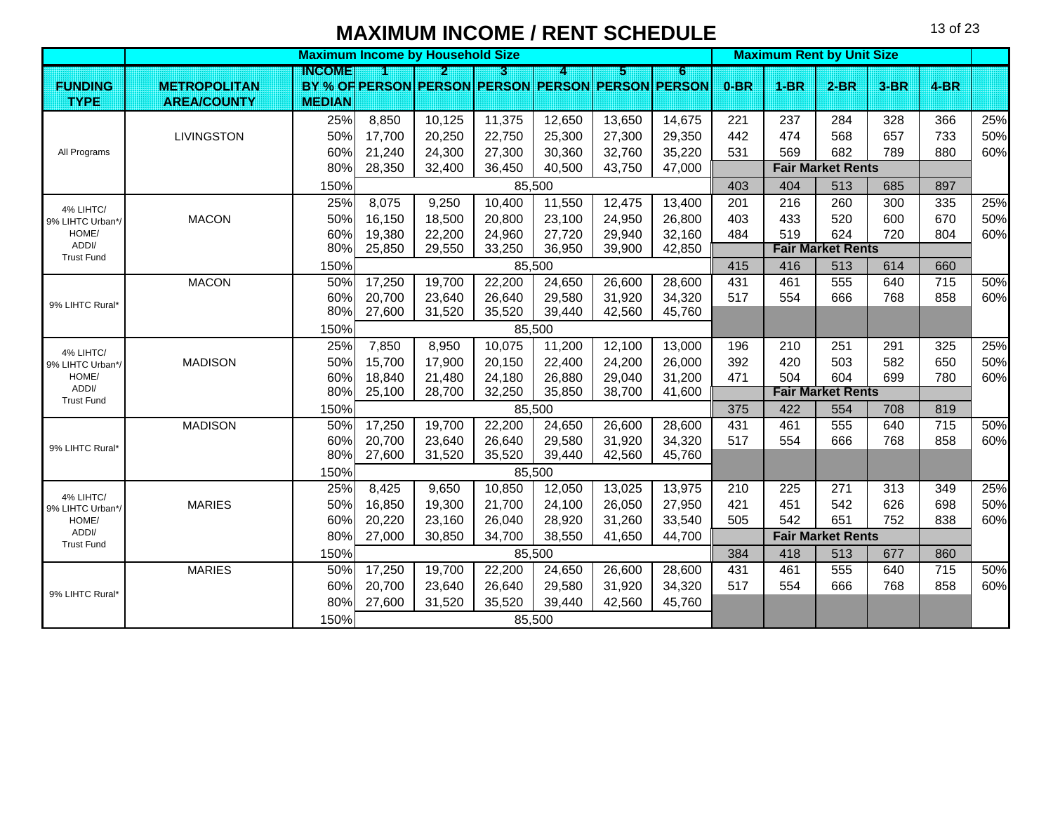# MAXIMUM INCOME / RENT SCHEDULE

| | | Maximum Income by Household Size | | | | | | | Maximum Rent by Unit Size | | | | | |
|---|---|---|---|---|---|---|---|---|---|---|---|---|---|---|
| FUNDING TYPE | METROPOLITAN AREA/COUNTY | INCOME BY % OF MEDIAN | 1 PERSON | 2 PERSON | 3 PERSON | 4 PERSON | 5 PERSON | 6 PERSON | 0-BR | 1-BR | 2-BR | 3-BR | 4-BR | |
| All Programs | LIVINGSTON | 25% | 8,850 | 10,125 | 11,375 | 12,650 | 13,650 | 14,675 | 221 | 237 | 284 | 328 | 366 | 25% |
| | | 50% | 17,700 | 20,250 | 22,750 | 25,300 | 27,300 | 29,350 | 442 | 474 | 568 | 657 | 733 | 50% |
| | | 60% | 21,240 | 24,300 | 27,300 | 30,360 | 32,760 | 35,220 | 531 | 569 | 682 | 789 | 880 | 60% |
| | | 80% | 28,350 | 32,400 | 36,450 | 40,500 | 43,750 | 47,000 | Fair Market Rents | | | | | |
| | | 150% | 85,500 | | | | | | 403 | 404 | 513 | 685 | 897 | |
| 4% LIHTC/ 9% LIHTC Urban*/ HOME/ ADDI/ Trust Fund | MACON | 25% | 8,075 | 9,250 | 10,400 | 11,550 | 12,475 | 13,400 | 201 | 216 | 260 | 300 | 335 | 25% |
| | | 50% | 16,150 | 18,500 | 20,800 | 23,100 | 24,950 | 26,800 | 403 | 433 | 520 | 600 | 670 | 50% |
| | | 60% | 19,380 | 22,200 | 24,960 | 27,720 | 29,940 | 32,160 | 484 | 519 | 624 | 720 | 804 | 60% |
| | | 80% | 25,850 | 29,550 | 33,250 | 36,950 | 39,900 | 42,850 | Fair Market Rents | | | | | |
| | | 150% | 85,500 | | | | | | 415 | 416 | 513 | 614 | 660 | |
| 9% LIHTC Rural* | MACON | 50% | 17,250 | 19,700 | 22,200 | 24,650 | 26,600 | 28,600 | 431 | 461 | 555 | 640 | 715 | 50% |
| | | 60% | 20,700 | 23,640 | 26,640 | 29,580 | 31,920 | 34,320 | 517 | 554 | 666 | 768 | 858 | 60% |
| | | 80% | 27,600 | 31,520 | 35,520 | 39,440 | 42,560 | 45,760 | | | | | | |
| | | 150% | 85,500 | | | | | | | | | | | |
| 4% LIHTC/ 9% LIHTC Urban*/ HOME/ ADDI/ Trust Fund | MADISON | 25% | 7,850 | 8,950 | 10,075 | 11,200 | 12,100 | 13,000 | 196 | 210 | 251 | 291 | 325 | 25% |
| | | 50% | 15,700 | 17,900 | 20,150 | 22,400 | 24,200 | 26,000 | 392 | 420 | 503 | 582 | 650 | 50% |
| | | 60% | 18,840 | 21,480 | 24,180 | 26,880 | 29,040 | 31,200 | 471 | 504 | 604 | 699 | 780 | 60% |
| | | 80% | 25,100 | 28,700 | 32,250 | 35,850 | 38,700 | 41,600 | Fair Market Rents | | | | | |
| | | 150% | 85,500 | | | | | | 375 | 422 | 554 | 708 | 819 | |
| 9% LIHTC Rural* | MADISON | 50% | 17,250 | 19,700 | 22,200 | 24,650 | 26,600 | 28,600 | 431 | 461 | 555 | 640 | 715 | 50% |
| | | 60% | 20,700 | 23,640 | 26,640 | 29,580 | 31,920 | 34,320 | 517 | 554 | 666 | 768 | 858 | 60% |
| | | 80% | 27,600 | 31,520 | 35,520 | 39,440 | 42,560 | 45,760 | | | | | | |
| | | 150% | 85,500 | | | | | | | | | | | |
| 4% LIHTC/ 9% LIHTC Urban*/ HOME/ ADDI/ Trust Fund | MARIES | 25% | 8,425 | 9,650 | 10,850 | 12,050 | 13,025 | 13,975 | 210 | 225 | 271 | 313 | 349 | 25% |
| | | 50% | 16,850 | 19,300 | 21,700 | 24,100 | 26,050 | 27,950 | 421 | 451 | 542 | 626 | 698 | 50% |
| | | 60% | 20,220 | 23,160 | 26,040 | 28,920 | 31,260 | 33,540 | 505 | 542 | 651 | 752 | 838 | 60% |
| | | 80% | 27,000 | 30,850 | 34,700 | 38,550 | 41,650 | 44,700 | Fair Market Rents | | | | | |
| | | 150% | 85,500 | | | | | | 384 | 418 | 513 | 677 | 860 | |
| 9% LIHTC Rural* | MARIES | 50% | 17,250 | 19,700 | 22,200 | 24,650 | 26,600 | 28,600 | 431 | 461 | 555 | 640 | 715 | 50% |
| | | 60% | 20,700 | 23,640 | 26,640 | 29,580 | 31,920 | 34,320 | 517 | 554 | 666 | 768 | 858 | 60% |
| | | 80% | 27,600 | 31,520 | 35,520 | 39,440 | 42,560 | 45,760 | | | | | | |
| | | 150% | 85,500 | | | | | | | | | | | |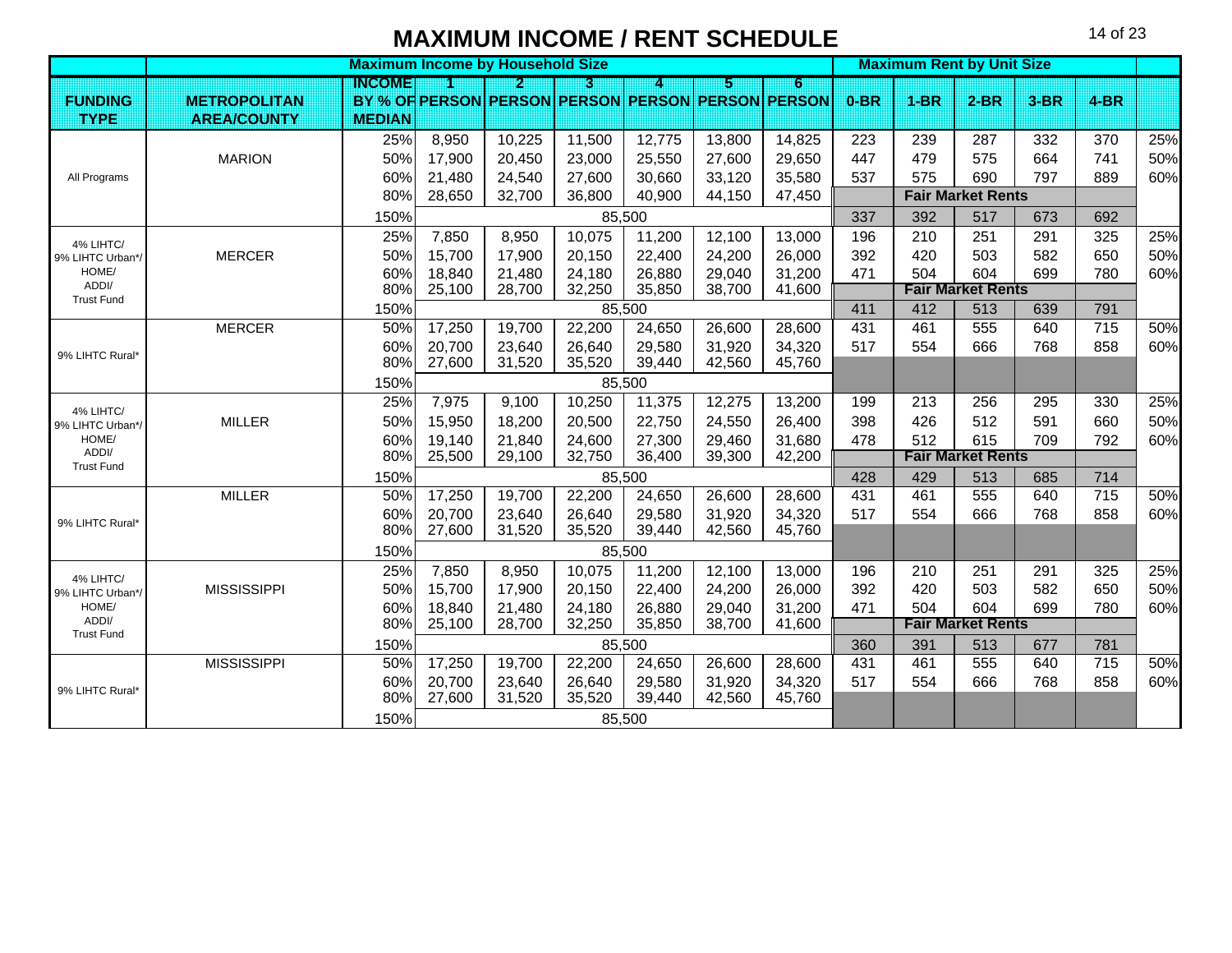# MAXIMUM INCOME / RENT SCHEDULE

| | | Maximum Income by Household Size | | | | | | | Maximum Rent by Unit Size | | | | | |
|---|---|---|---|---|---|---|---|---|---|---|---|---|---|---|
| FUNDING TYPE | METROPOLITAN AREA/COUNTY | INCOME BY % OF MEDIAN | 1 PERSON | 2 PERSON | 3 PERSON | 4 PERSON | 5 PERSON | 6 PERSON | 0-BR | 1-BR | 2-BR | 3-BR | 4-BR | |
| All Programs | MARION | 25% | 8,950 | 10,225 | 11,500 | 12,775 | 13,800 | 14,825 | 223 | 239 | 287 | 332 | 370 | 25% |
| | | 50% | 17,900 | 20,450 | 23,000 | 25,550 | 27,600 | 29,650 | 447 | 479 | 575 | 664 | 741 | 50% |
| | | 60% | 21,480 | 24,540 | 27,600 | 30,660 | 33,120 | 35,580 | 537 | 575 | 690 | 797 | 889 | 60% |
| | | 80% | 28,650 | 32,700 | 36,800 | 40,900 | 44,150 | 47,450 | Fair Market Rents | | | | | |
| | | 150% | 85,500 | | | | | | 337 | 392 | 517 | 673 | 692 | |
| 4% LIHTC/ 9% LIHTC Urban*/ HOME/ ADDI/ Trust Fund | MERCER | 25% | 7,850 | 8,950 | 10,075 | 11,200 | 12,100 | 13,000 | 196 | 210 | 251 | 291 | 325 | 25% |
| | | 50% | 15,700 | 17,900 | 20,150 | 22,400 | 24,200 | 26,000 | 392 | 420 | 503 | 582 | 650 | 50% |
| | | 60% | 18,840 | 21,480 | 24,180 | 26,880 | 29,040 | 31,200 | 471 | 504 | 604 | 699 | 780 | 60% |
| | | 80% | 25,100 | 28,700 | 32,250 | 35,850 | 38,700 | 41,600 | Fair Market Rents | | | | | |
| | | 150% | 85,500 | | | | | | 411 | 412 | 513 | 639 | 791 | |
| 9% LIHTC Rural* | MERCER | 50% | 17,250 | 19,700 | 22,200 | 24,650 | 26,600 | 28,600 | 431 | 461 | 555 | 640 | 715 | 50% |
| | | 60% | 20,700 | 23,640 | 26,640 | 29,580 | 31,920 | 34,320 | 517 | 554 | 666 | 768 | 858 | 60% |
| | | 80% | 27,600 | 31,520 | 35,520 | 39,440 | 42,560 | 45,760 | | | | | | |
| | | 150% | 85,500 | | | | | | | | | | | |
| 4% LIHTC/ 9% LIHTC Urban*/ HOME/ ADDI/ Trust Fund | MILLER | 25% | 7,975 | 9,100 | 10,250 | 11,375 | 12,275 | 13,200 | 199 | 213 | 256 | 295 | 330 | 25% |
| | | 50% | 15,950 | 18,200 | 20,500 | 22,750 | 24,550 | 26,400 | 398 | 426 | 512 | 591 | 660 | 50% |
| | | 60% | 19,140 | 21,840 | 24,600 | 27,300 | 29,460 | 31,680 | 478 | 512 | 615 | 709 | 792 | 60% |
| | | 80% | 25,500 | 29,100 | 32,750 | 36,400 | 39,300 | 42,200 | Fair Market Rents | | | | | |
| | | 150% | 85,500 | | | | | | 428 | 429 | 513 | 685 | 714 | |
| 9% LIHTC Rural* | MILLER | 50% | 17,250 | 19,700 | 22,200 | 24,650 | 26,600 | 28,600 | 431 | 461 | 555 | 640 | 715 | 50% |
| | | 60% | 20,700 | 23,640 | 26,640 | 29,580 | 31,920 | 34,320 | 517 | 554 | 666 | 768 | 858 | 60% |
| | | 80% | 27,600 | 31,520 | 35,520 | 39,440 | 42,560 | 45,760 | | | | | | |
| | | 150% | 85,500 | | | | | | | | | | | |
| 4% LIHTC/ 9% LIHTC Urban*/ HOME/ ADDI/ Trust Fund | MISSISSIPPI | 25% | 7,850 | 8,950 | 10,075 | 11,200 | 12,100 | 13,000 | 196 | 210 | 251 | 291 | 325 | 25% |
| | | 50% | 15,700 | 17,900 | 20,150 | 22,400 | 24,200 | 26,000 | 392 | 420 | 503 | 582 | 650 | 50% |
| | | 60% | 18,840 | 21,480 | 24,180 | 26,880 | 29,040 | 31,200 | 471 | 504 | 604 | 699 | 780 | 60% |
| | | 80% | 25,100 | 28,700 | 32,250 | 35,850 | 38,700 | 41,600 | Fair Market Rents | | | | | |
| | | 150% | 85,500 | | | | | | 360 | 391 | 513 | 677 | 781 | |
| 9% LIHTC Rural* | MISSISSIPPI | 50% | 17,250 | 19,700 | 22,200 | 24,650 | 26,600 | 28,600 | 431 | 461 | 555 | 640 | 715 | 50% |
| | | 60% | 20,700 | 23,640 | 26,640 | 29,580 | 31,920 | 34,320 | 517 | 554 | 666 | 768 | 858 | 60% |
| | | 80% | 27,600 | 31,520 | 35,520 | 39,440 | 42,560 | 45,760 | | | | | | |
| | | 150% | 85,500 | | | | | | | | | | | |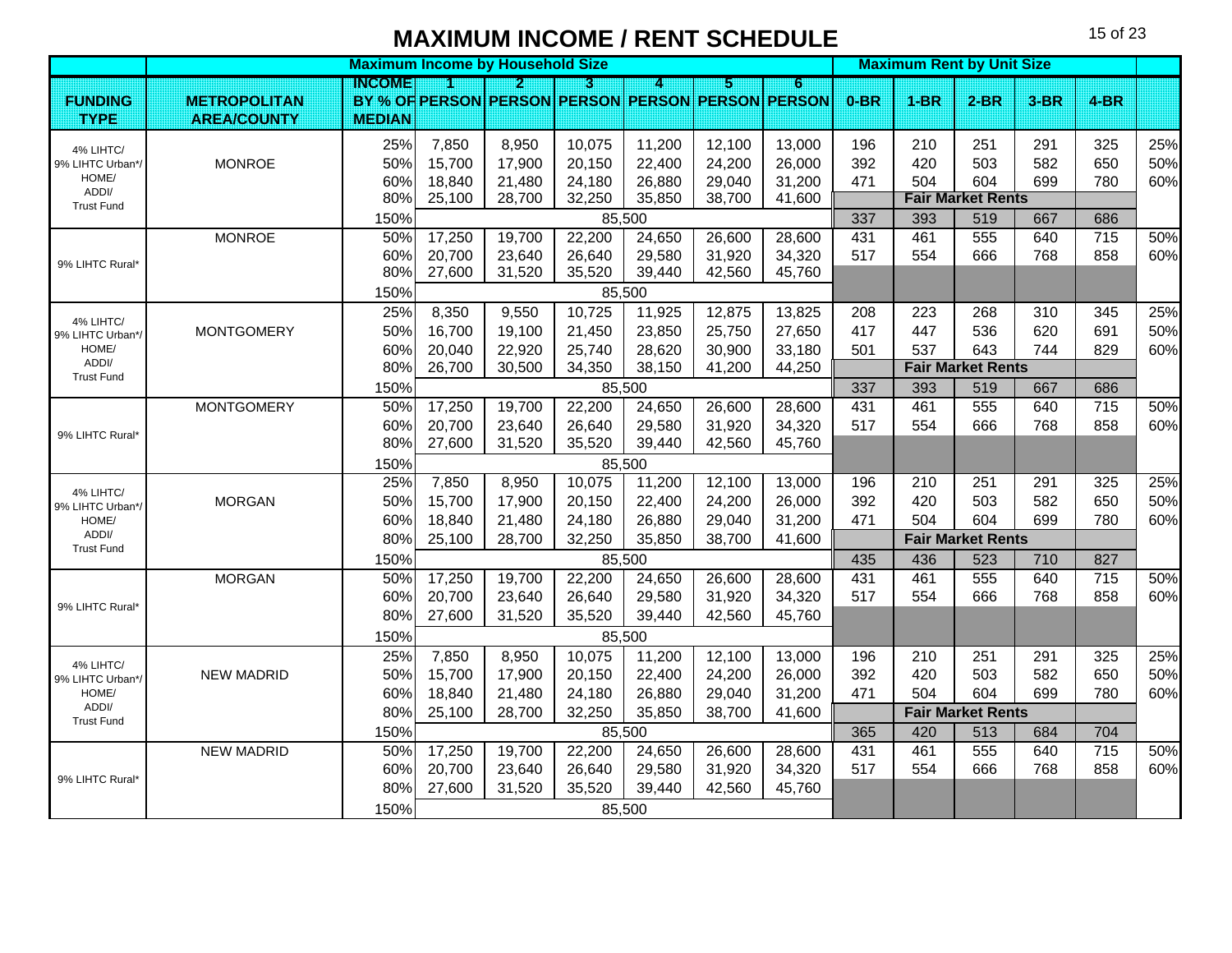# MAXIMUM INCOME / RENT SCHEDULE

| | | Maximum Income by Household Size | | | | | | | Maximum Rent by Unit Size | | | | | |
|---|---|---|---|---|---|---|---|---|---|---|---|---|---|---|
| FUNDING TYPE | METROPOLITAN AREA/COUNTY | INCOME BY % OF MEDIAN | 1 PERSON | 2 PERSON | 3 PERSON | 4 PERSON | 5 PERSON | 6 PERSON | 0-BR | 1-BR | 2-BR | 3-BR | 4-BR | |
| 4% LIHTC/ 9% LIHTC Urban*/ HOME/ ADDI/ Trust Fund | MONROE | 25% | 7,850 | 8,950 | 10,075 | 11,200 | 12,100 | 13,000 | 196 | 210 | 251 | 291 | 325 | 25% |
| | | 50% | 15,700 | 17,900 | 20,150 | 22,400 | 24,200 | 26,000 | 392 | 420 | 503 | 582 | 650 | 50% |
| | | 60% | 18,840 | 21,480 | 24,180 | 26,880 | 29,040 | 31,200 | 471 | 504 | 604 | 699 | 780 | 60% |
| | | 80% | 25,100 | 28,700 | 32,250 | 35,850 | 38,700 | 41,600 | | | Fair Market Rents | | | |
| | | 150% | | | | 85,500 | | | 337 | 393 | 519 | 667 | 686 | |
| 9% LIHTC Rural* | MONROE | 50% | 17,250 | 19,700 | 22,200 | 24,650 | 26,600 | 28,600 | 431 | 461 | 555 | 640 | 715 | 50% |
| | | 60% | 20,700 | 23,640 | 26,640 | 29,580 | 31,920 | 34,320 | 517 | 554 | 666 | 768 | 858 | 60% |
| | | 80% | 27,600 | 31,520 | 35,520 | 39,440 | 42,560 | 45,760 | | | | | | |
| | | 150% | | | | 85,500 | | | | | | | | |
| 4% LIHTC/ 9% LIHTC Urban*/ HOME/ ADDI/ Trust Fund | MONTGOMERY | 25% | 8,350 | 9,550 | 10,725 | 11,925 | 12,875 | 13,825 | 208 | 223 | 268 | 310 | 345 | 25% |
| | | 50% | 16,700 | 19,100 | 21,450 | 23,850 | 25,750 | 27,650 | 417 | 447 | 536 | 620 | 691 | 50% |
| | | 60% | 20,040 | 22,920 | 25,740 | 28,620 | 30,900 | 33,180 | 501 | 537 | 643 | 744 | 829 | 60% |
| | | 80% | 26,700 | 30,500 | 34,350 | 38,150 | 41,200 | 44,250 | | | Fair Market Rents | | | |
| | | 150% | | | | 85,500 | | | 337 | 393 | 519 | 667 | 686 | |
| 9% LIHTC Rural* | MONTGOMERY | 50% | 17,250 | 19,700 | 22,200 | 24,650 | 26,600 | 28,600 | 431 | 461 | 555 | 640 | 715 | 50% |
| | | 60% | 20,700 | 23,640 | 26,640 | 29,580 | 31,920 | 34,320 | 517 | 554 | 666 | 768 | 858 | 60% |
| | | 80% | 27,600 | 31,520 | 35,520 | 39,440 | 42,560 | 45,760 | | | | | | |
| | | 150% | | | | 85,500 | | | | | | | | |
| 4% LIHTC/ 9% LIHTC Urban*/ HOME/ ADDI/ Trust Fund | MORGAN | 25% | 7,850 | 8,950 | 10,075 | 11,200 | 12,100 | 13,000 | 196 | 210 | 251 | 291 | 325 | 25% |
| | | 50% | 15,700 | 17,900 | 20,150 | 22,400 | 24,200 | 26,000 | 392 | 420 | 503 | 582 | 650 | 50% |
| | | 60% | 18,840 | 21,480 | 24,180 | 26,880 | 29,040 | 31,200 | 471 | 504 | 604 | 699 | 780 | 60% |
| | | 80% | 25,100 | 28,700 | 32,250 | 35,850 | 38,700 | 41,600 | | | Fair Market Rents | | | |
| | | 150% | | | | 85,500 | | | 435 | 436 | 523 | 710 | 827 | |
| 9% LIHTC Rural* | MORGAN | 50% | 17,250 | 19,700 | 22,200 | 24,650 | 26,600 | 28,600 | 431 | 461 | 555 | 640 | 715 | 50% |
| | | 60% | 20,700 | 23,640 | 26,640 | 29,580 | 31,920 | 34,320 | 517 | 554 | 666 | 768 | 858 | 60% |
| | | 80% | 27,600 | 31,520 | 35,520 | 39,440 | 42,560 | 45,760 | | | | | | |
| | | 150% | | | | 85,500 | | | | | | | | |
| 4% LIHTC/ 9% LIHTC Urban*/ HOME/ ADDI/ Trust Fund | NEW MADRID | 25% | 7,850 | 8,950 | 10,075 | 11,200 | 12,100 | 13,000 | 196 | 210 | 251 | 291 | 325 | 25% |
| | | 50% | 15,700 | 17,900 | 20,150 | 22,400 | 24,200 | 26,000 | 392 | 420 | 503 | 582 | 650 | 50% |
| | | 60% | 18,840 | 21,480 | 24,180 | 26,880 | 29,040 | 31,200 | 471 | 504 | 604 | 699 | 780 | 60% |
| | | 80% | 25,100 | 28,700 | 32,250 | 35,850 | 38,700 | 41,600 | | | Fair Market Rents | | | |
| | | 150% | | | | 85,500 | | | 365 | 420 | 513 | 684 | 704 | |
| 9% LIHTC Rural* | NEW MADRID | 50% | 17,250 | 19,700 | 22,200 | 24,650 | 26,600 | 28,600 | 431 | 461 | 555 | 640 | 715 | 50% |
| | | 60% | 20,700 | 23,640 | 26,640 | 29,580 | 31,920 | 34,320 | 517 | 554 | 666 | 768 | 858 | 60% |
| | | 80% | 27,600 | 31,520 | 35,520 | 39,440 | 42,560 | 45,760 | | | | | | |
| | | 150% | | | | 85,500 | | | | | | | | |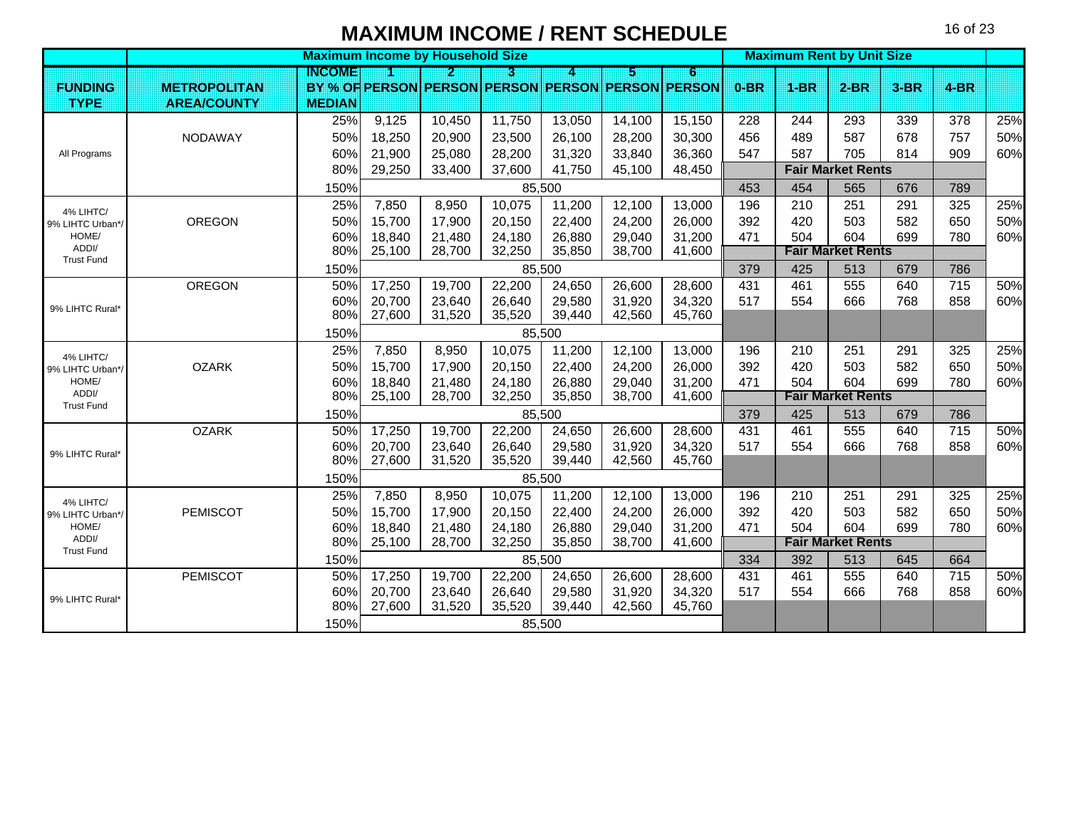# MAXIMUM INCOME / RENT SCHEDULE

| | | Maximum Income by Household Size | | | | | | | Maximum Rent by Unit Size | | | | | |
|---|---|---|---|---|---|---|---|---|---|---|---|---|---|---|
| FUNDING TYPE | METROPOLITAN AREA/COUNTY | INCOME BY % OF MEDIAN | 1 PERSON | 2 PERSON | 3 PERSON | 4 PERSON | 5 PERSON | 6 PERSON | 0-BR | 1-BR | 2-BR | 3-BR | 4-BR | |
| All Programs | NODAWAY | 25% | 9,125 | 10,450 | 11,750 | 13,050 | 14,100 | 15,150 | 228 | 244 | 293 | 339 | 378 | 25% |
| | | 50% | 18,250 | 20,900 | 23,500 | 26,100 | 28,200 | 30,300 | 456 | 489 | 587 | 678 | 757 | 50% |
| | | 60% | 21,900 | 25,080 | 28,200 | 31,320 | 33,840 | 36,360 | 547 | 587 | 705 | 814 | 909 | 60% |
| | | 80% | 29,250 | 33,400 | 37,600 | 41,750 | 45,100 | 48,450 | Fair Market Rents | | | | | |
| | | 150% | 85,500 | | | | | | 453 | 454 | 565 | 676 | 789 | |
| 4% LIHTC/ 9% LIHTC Urban*/ HOME/ ADDI/ Trust Fund | OREGON | 25% | 7,850 | 8,950 | 10,075 | 11,200 | 12,100 | 13,000 | 196 | 210 | 251 | 291 | 325 | 25% |
| | | 50% | 15,700 | 17,900 | 20,150 | 22,400 | 24,200 | 26,000 | 392 | 420 | 503 | 582 | 650 | 50% |
| | | 60% | 18,840 | 21,480 | 24,180 | 26,880 | 29,040 | 31,200 | 471 | 504 | 604 | 699 | 780 | 60% |
| | | 80% | 25,100 | 28,700 | 32,250 | 35,850 | 38,700 | 41,600 | Fair Market Rents | | | | | |
| | | 150% | 85,500 | | | | | | 379 | 425 | 513 | 679 | 786 | |
| 9% LIHTC Rural* | OREGON | 50% | 17,250 | 19,700 | 22,200 | 24,650 | 26,600 | 28,600 | 431 | 461 | 555 | 640 | 715 | 50% |
| | | 60% | 20,700 | 23,640 | 26,640 | 29,580 | 31,920 | 34,320 | 517 | 554 | 666 | 768 | 858 | 60% |
| | | 80% | 27,600 | 31,520 | 35,520 | 39,440 | 42,560 | 45,760 | | | | | | |
| | | 150% | 85,500 | | | | | | | | | | | |
| 4% LIHTC/ 9% LIHTC Urban*/ HOME/ ADDI/ Trust Fund | OZARK | 25% | 7,850 | 8,950 | 10,075 | 11,200 | 12,100 | 13,000 | 196 | 210 | 251 | 291 | 325 | 25% |
| | | 50% | 15,700 | 17,900 | 20,150 | 22,400 | 24,200 | 26,000 | 392 | 420 | 503 | 582 | 650 | 50% |
| | | 60% | 18,840 | 21,480 | 24,180 | 26,880 | 29,040 | 31,200 | 471 | 504 | 604 | 699 | 780 | 60% |
| | | 80% | 25,100 | 28,700 | 32,250 | 35,850 | 38,700 | 41,600 | Fair Market Rents | | | | | |
| | | 150% | 85,500 | | | | | | 379 | 425 | 513 | 679 | 786 | |
| 9% LIHTC Rural* | OZARK | 50% | 17,250 | 19,700 | 22,200 | 24,650 | 26,600 | 28,600 | 431 | 461 | 555 | 640 | 715 | 50% |
| | | 60% | 20,700 | 23,640 | 26,640 | 29,580 | 31,920 | 34,320 | 517 | 554 | 666 | 768 | 858 | 60% |
| | | 80% | 27,600 | 31,520 | 35,520 | 39,440 | 42,560 | 45,760 | | | | | | |
| | | 150% | 85,500 | | | | | | | | | | | |
| 4% LIHTC/ 9% LIHTC Urban*/ HOME/ ADDI/ Trust Fund | PEMISCOT | 25% | 7,850 | 8,950 | 10,075 | 11,200 | 12,100 | 13,000 | 196 | 210 | 251 | 291 | 325 | 25% |
| | | 50% | 15,700 | 17,900 | 20,150 | 22,400 | 24,200 | 26,000 | 392 | 420 | 503 | 582 | 650 | 50% |
| | | 60% | 18,840 | 21,480 | 24,180 | 26,880 | 29,040 | 31,200 | 471 | 504 | 604 | 699 | 780 | 60% |
| | | 80% | 25,100 | 28,700 | 32,250 | 35,850 | 38,700 | 41,600 | Fair Market Rents | | | | | |
| | | 150% | 85,500 | | | | | | 334 | 392 | 513 | 645 | 664 | |
| 9% LIHTC Rural* | PEMISCOT | 50% | 17,250 | 19,700 | 22,200 | 24,650 | 26,600 | 28,600 | 431 | 461 | 555 | 640 | 715 | 50% |
| | | 60% | 20,700 | 23,640 | 26,640 | 29,580 | 31,920 | 34,320 | 517 | 554 | 666 | 768 | 858 | 60% |
| | | 80% | 27,600 | 31,520 | 35,520 | 39,440 | 42,560 | 45,760 | | | | | | |
| | | 150% | 85,500 | | | | | | | | | | | |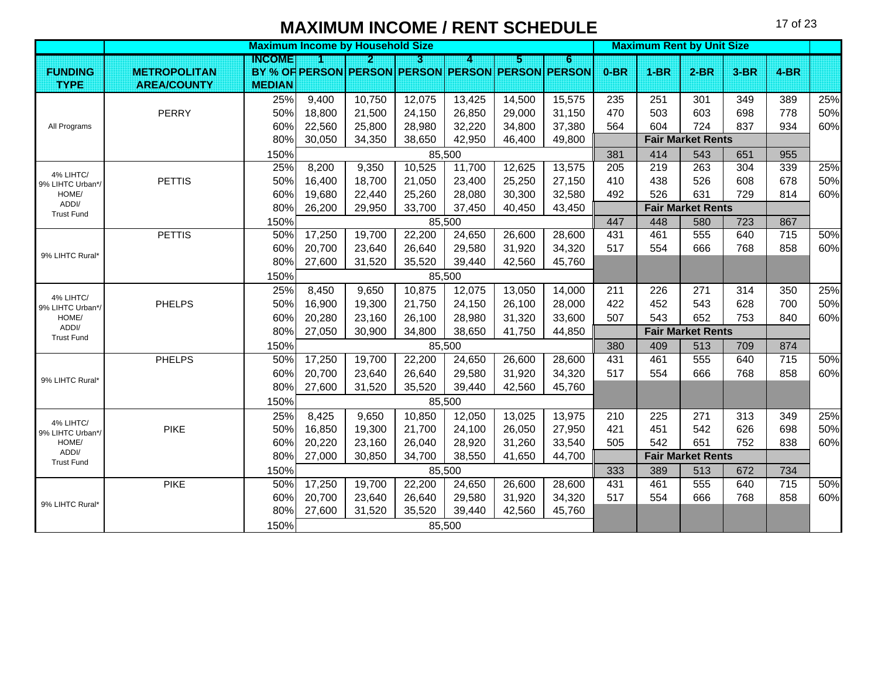# MAXIMUM INCOME / RENT SCHEDULE

| | | Maximum Income by Household Size | | | | | | | Maximum Rent by Unit Size | | | | | |
|---|---|---|---|---|---|---|---|---|---|---|---|---|---|---|
| **FUNDING TYPE** | **METROPOLITAN AREA/COUNTY** | **INCOME BY % OF MEDIAN** | **1 PERSON** | **2 PERSON** | **3 PERSON** | **4 PERSON** | **5 PERSON** | **6 PERSON** | **0-BR** | **1-BR** | **2-BR** | **3-BR** | **4-BR** | |
| All Programs | PERRY | 25% | 9,400 | 10,750 | 12,075 | 13,425 | 14,500 | 15,575 | 235 | 251 | 301 | 349 | 389 | 25% |
| | | 50% | 18,800 | 21,500 | 24,150 | 26,850 | 29,000 | 31,150 | 470 | 503 | 603 | 698 | 778 | 50% |
| | | 60% | 22,560 | 25,800 | 28,980 | 32,220 | 34,800 | 37,380 | 564 | 604 | 724 | 837 | 934 | 60% |
| | | 80% | 30,050 | 34,350 | 38,650 | 42,950 | 46,400 | 49,800 | | | Fair Market Rents | | | |
| | | 150% | | | 85,500 | | | | 381 | 414 | 543 | 651 | 955 | |
| 4% LIHTC/ 9% LIHTC Urban*/ HOME/ ADDI/ Trust Fund | PETTIS | 25% | 8,200 | 9,350 | 10,525 | 11,700 | 12,625 | 13,575 | 205 | 219 | 263 | 304 | 339 | 25% |
| | | 50% | 16,400 | 18,700 | 21,050 | 23,400 | 25,250 | 27,150 | 410 | 438 | 526 | 608 | 678 | 50% |
| | | 60% | 19,680 | 22,440 | 25,260 | 28,080 | 30,300 | 32,580 | 492 | 526 | 631 | 729 | 814 | 60% |
| | | 80% | 26,200 | 29,950 | 33,700 | 37,450 | 40,450 | 43,450 | | | Fair Market Rents | | | |
| | | 150% | | | 85,500 | | | | 447 | 448 | 580 | 723 | 867 | |
| 9% LIHTC Rural* | PETTIS | 50% | 17,250 | 19,700 | 22,200 | 24,650 | 26,600 | 28,600 | 431 | 461 | 555 | 640 | 715 | 50% |
| | | 60% | 20,700 | 23,640 | 26,640 | 29,580 | 31,920 | 34,320 | 517 | 554 | 666 | 768 | 858 | 60% |
| | | 80% | 27,600 | 31,520 | 35,520 | 39,440 | 42,560 | 45,760 | | | | | | |
| | | 150% | | | 85,500 | | | | | | | | | |
| 4% LIHTC/ 9% LIHTC Urban*/ HOME/ ADDI/ Trust Fund | PHELPS | 25% | 8,450 | 9,650 | 10,875 | 12,075 | 13,050 | 14,000 | 211 | 226 | 271 | 314 | 350 | 25% |
| | | 50% | 16,900 | 19,300 | 21,750 | 24,150 | 26,100 | 28,000 | 422 | 452 | 543 | 628 | 700 | 50% |
| | | 60% | 20,280 | 23,160 | 26,100 | 28,980 | 31,320 | 33,600 | 507 | 543 | 652 | 753 | 840 | 60% |
| | | 80% | 27,050 | 30,900 | 34,800 | 38,650 | 41,750 | 44,850 | | | Fair Market Rents | | | |
| | | 150% | | | 85,500 | | | | 380 | 409 | 513 | 709 | 874 | |
| 9% LIHTC Rural* | PHELPS | 50% | 17,250 | 19,700 | 22,200 | 24,650 | 26,600 | 28,600 | 431 | 461 | 555 | 640 | 715 | 50% |
| | | 60% | 20,700 | 23,640 | 26,640 | 29,580 | 31,920 | 34,320 | 517 | 554 | 666 | 768 | 858 | 60% |
| | | 80% | 27,600 | 31,520 | 35,520 | 39,440 | 42,560 | 45,760 | | | | | | |
| | | 150% | | | 85,500 | | | | | | | | | |
| 4% LIHTC/ 9% LIHTC Urban*/ HOME/ ADDI/ Trust Fund | PIKE | 25% | 8,425 | 9,650 | 10,850 | 12,050 | 13,025 | 13,975 | 210 | 225 | 271 | 313 | 349 | 25% |
| | | 50% | 16,850 | 19,300 | 21,700 | 24,100 | 26,050 | 27,950 | 421 | 451 | 542 | 626 | 698 | 50% |
| | | 60% | 20,220 | 23,160 | 26,040 | 28,920 | 31,260 | 33,540 | 505 | 542 | 651 | 752 | 838 | 60% |
| | | 80% | 27,000 | 30,850 | 34,700 | 38,550 | 41,650 | 44,700 | | | Fair Market Rents | | | |
| | | 150% | | | 85,500 | | | | 333 | 389 | 513 | 672 | 734 | |
| 9% LIHTC Rural* | PIKE | 50% | 17,250 | 19,700 | 22,200 | 24,650 | 26,600 | 28,600 | 431 | 461 | 555 | 640 | 715 | 50% |
| | | 60% | 20,700 | 23,640 | 26,640 | 29,580 | 31,920 | 34,320 | 517 | 554 | 666 | 768 | 858 | 60% |
| | | 80% | 27,600 | 31,520 | 35,520 | 39,440 | 42,560 | 45,760 | | | | | | |
| | | 150% | | | 85,500 | | | | | | | | | |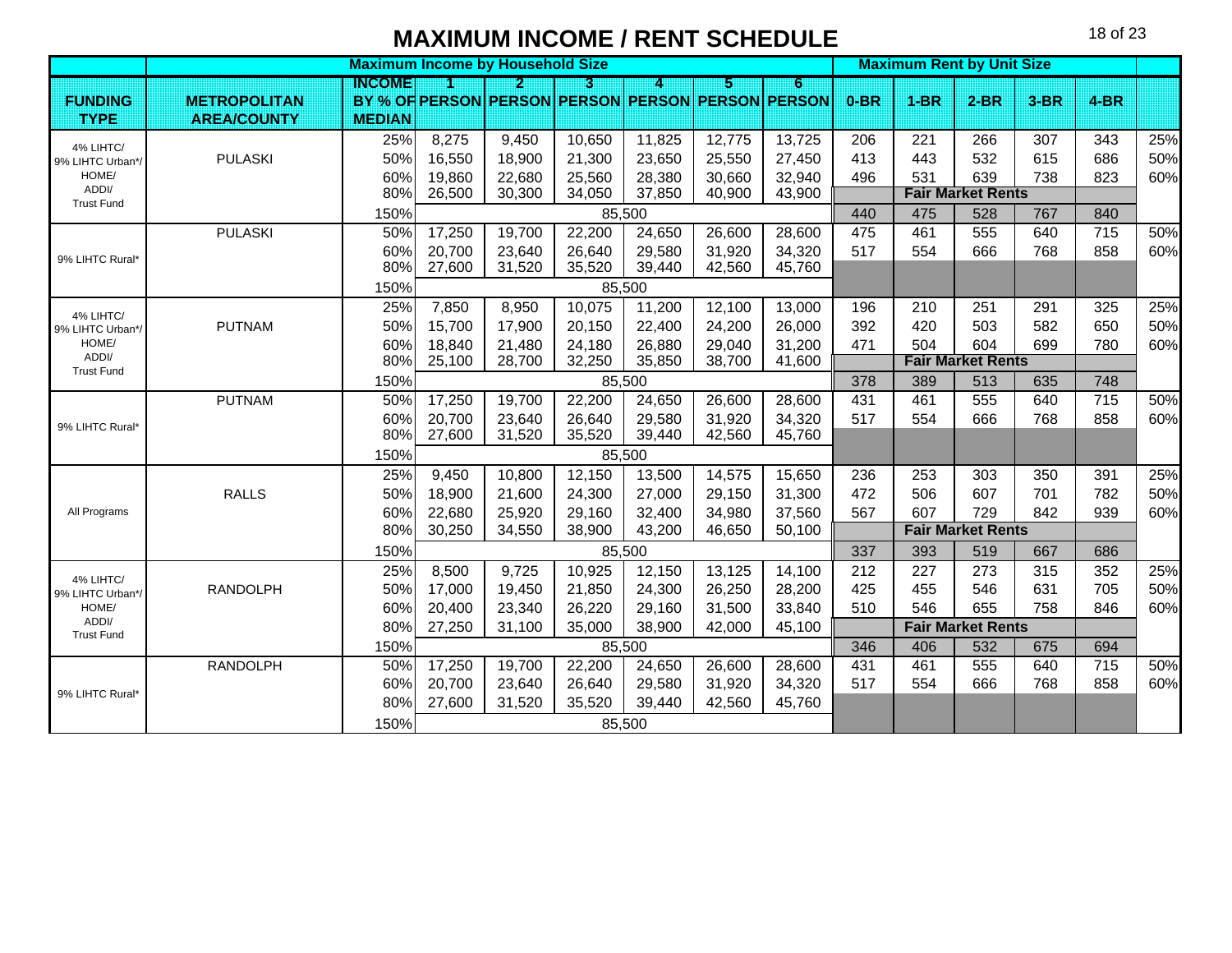# MAXIMUM INCOME / RENT SCHEDULE

| FUNDING TYPE | METROPOLITAN AREA/COUNTY | INCOME BY % OF MEDIAN | 1 PERSON | 2 PERSON | 3 PERSON | 4 PERSON | 5 PERSON | 6 PERSON | 0-BR | 1-BR | 2-BR | 3-BR | 4-BR | |
|---|---|---|---|---|---|---|---|---|---|---|---|---|---|---|
| | | | **Maximum Income by Household Size** | | | | | | **Maximum Rent by Unit Size** | | | | | |
| 4% LIHTC/ 9% LIHTC Urban*/ HOME/ ADDI/ Trust Fund | PULASKI | 25% | 8,275 | 9,450 | 10,650 | 11,825 | 12,775 | 13,725 | 206 | 221 | 266 | 307 | 343 | 25% |
| | | 50% | 16,550 | 18,900 | 21,300 | 23,650 | 25,550 | 27,450 | 413 | 443 | 532 | 615 | 686 | 50% |
| | | 60% | 19,860 | 22,680 | 25,560 | 28,380 | 30,660 | 32,940 | 496 | 531 | 639 | 738 | 823 | 60% |
| | | 80% | 26,500 | 30,300 | 34,050 | 37,850 | 40,900 | 43,900 | | **Fair Market Rents** | | | | |
| | | 150% | | | 85,500 | | | | 440 | 475 | 528 | 767 | 840 | |
| 9% LIHTC Rural* | PULASKI | 50% | 17,250 | 19,700 | 22,200 | 24,650 | 26,600 | 28,600 | 475 | 461 | 555 | 640 | 715 | 50% |
| | | 60% | 20,700 | 23,640 | 26,640 | 29,580 | 31,920 | 34,320 | 517 | 554 | 666 | 768 | 858 | 60% |
| | | 80% | 27,600 | 31,520 | 35,520 | 39,440 | 42,560 | 45,760 | | | | | | |
| | | 150% | | | 85,500 | | | | | | | | | |
| 4% LIHTC/ 9% LIHTC Urban*/ HOME/ ADDI/ Trust Fund | PUTNAM | 25% | 7,850 | 8,950 | 10,075 | 11,200 | 12,100 | 13,000 | 196 | 210 | 251 | 291 | 325 | 25% |
| | | 50% | 15,700 | 17,900 | 20,150 | 22,400 | 24,200 | 26,000 | 392 | 420 | 503 | 582 | 650 | 50% |
| | | 60% | 18,840 | 21,480 | 24,180 | 26,880 | 29,040 | 31,200 | 471 | 504 | 604 | 699 | 780 | 60% |
| | | 80% | 25,100 | 28,700 | 32,250 | 35,850 | 38,700 | 41,600 | | **Fair Market Rents** | | | | |
| | | 150% | | | 85,500 | | | | 378 | 389 | 513 | 635 | 748 | |
| 9% LIHTC Rural* | PUTNAM | 50% | 17,250 | 19,700 | 22,200 | 24,650 | 26,600 | 28,600 | 431 | 461 | 555 | 640 | 715 | 50% |
| | | 60% | 20,700 | 23,640 | 26,640 | 29,580 | 31,920 | 34,320 | 517 | 554 | 666 | 768 | 858 | 60% |
| | | 80% | 27,600 | 31,520 | 35,520 | 39,440 | 42,560 | 45,760 | | | | | | |
| | | 150% | | | 85,500 | | | | | | | | | |
| All Programs | RALLS | 25% | 9,450 | 10,800 | 12,150 | 13,500 | 14,575 | 15,650 | 236 | 253 | 303 | 350 | 391 | 25% |
| | | 50% | 18,900 | 21,600 | 24,300 | 27,000 | 29,150 | 31,300 | 472 | 506 | 607 | 701 | 782 | 50% |
| | | 60% | 22,680 | 25,920 | 29,160 | 32,400 | 34,980 | 37,560 | 567 | 607 | 729 | 842 | 939 | 60% |
| | | 80% | 30,250 | 34,550 | 38,900 | 43,200 | 46,650 | 50,100 | | **Fair Market Rents** | | | | |
| | | 150% | | | 85,500 | | | | 337 | 393 | 519 | 667 | 686 | |
| 4% LIHTC/ 9% LIHTC Urban*/ HOME/ ADDI/ Trust Fund | RANDOLPH | 25% | 8,500 | 9,725 | 10,925 | 12,150 | 13,125 | 14,100 | 212 | 227 | 273 | 315 | 352 | 25% |
| | | 50% | 17,000 | 19,450 | 21,850 | 24,300 | 26,250 | 28,200 | 425 | 455 | 546 | 631 | 705 | 50% |
| | | 60% | 20,400 | 23,340 | 26,220 | 29,160 | 31,500 | 33,840 | 510 | 546 | 655 | 758 | 846 | 60% |
| | | 80% | 27,250 | 31,100 | 35,000 | 38,900 | 42,000 | 45,100 | | **Fair Market Rents** | | | | |
| | | 150% | | | 85,500 | | | | 346 | 406 | 532 | 675 | 694 | |
| 9% LIHTC Rural* | RANDOLPH | 50% | 17,250 | 19,700 | 22,200 | 24,650 | 26,600 | 28,600 | 431 | 461 | 555 | 640 | 715 | 50% |
| | | 60% | 20,700 | 23,640 | 26,640 | 29,580 | 31,920 | 34,320 | 517 | 554 | 666 | 768 | 858 | 60% |
| | | 80% | 27,600 | 31,520 | 35,520 | 39,440 | 42,560 | 45,760 | | | | | | |
| | | 150% | | | 85,500 | | | | | | | | | |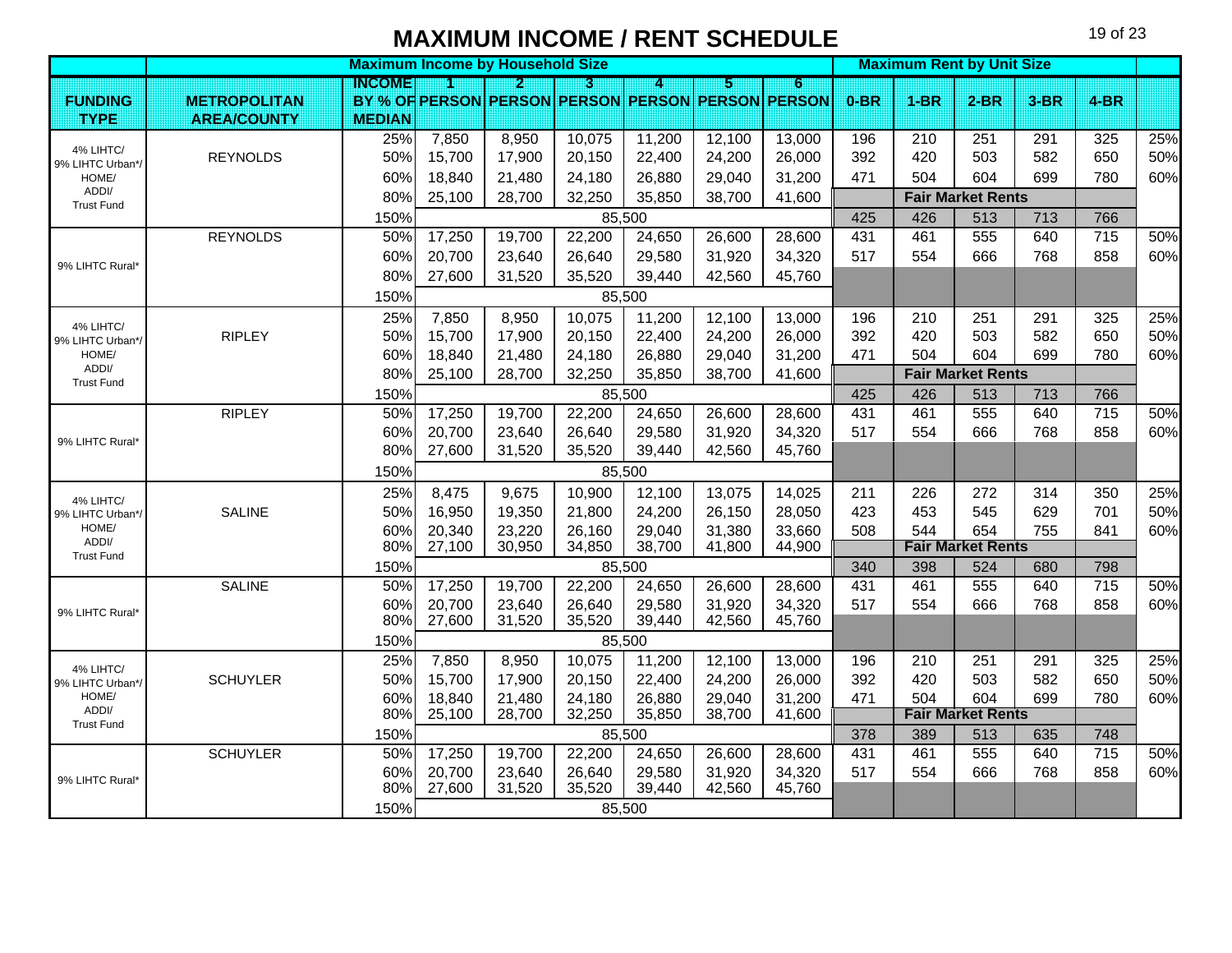# MAXIMUM INCOME / RENT SCHEDULE

| | | Maximum Income by Household Size | | | | | | | Maximum Rent by Unit Size | | | | | |
|---|---|---|---|---|---|---|---|---|---|---|---|---|---|---|
| FUNDING TYPE | METROPOLITAN AREA/COUNTY | INCOME BY % OF MEDIAN | 1 PERSON | 2 PERSON | 3 PERSON | 4 PERSON | 5 PERSON | 6 PERSON | 0-BR | 1-BR | 2-BR | 3-BR | 4-BR | |
| 4% LIHTC/ 9% LIHTC Urban*/ HOME/ ADDI/ Trust Fund | REYNOLDS | 25% | 7,850 | 8,950 | 10,075 | 11,200 | 12,100 | 13,000 | 196 | 210 | 251 | 291 | 325 | 25% |
| | | 50% | 15,700 | 17,900 | 20,150 | 22,400 | 24,200 | 26,000 | 392 | 420 | 503 | 582 | 650 | 50% |
| | | 60% | 18,840 | 21,480 | 24,180 | 26,880 | 29,040 | 31,200 | 471 | 504 | 604 | 699 | 780 | 60% |
| | | 80% | 25,100 | 28,700 | 32,250 | 35,850 | 38,700 | 41,600 | | | Fair Market Rents | | | |
| | | 150% | | | | 85,500 | | | 425 | 426 | 513 | 713 | 766 | |
| 9% LIHTC Rural* | REYNOLDS | 50% | 17,250 | 19,700 | 22,200 | 24,650 | 26,600 | 28,600 | 431 | 461 | 555 | 640 | 715 | 50% |
| | | 60% | 20,700 | 23,640 | 26,640 | 29,580 | 31,920 | 34,320 | 517 | 554 | 666 | 768 | 858 | 60% |
| | | 80% | 27,600 | 31,520 | 35,520 | 39,440 | 42,560 | 45,760 | | | | | | |
| | | 150% | | | | 85,500 | | | | | | | | |
| 4% LIHTC/ 9% LIHTC Urban*/ HOME/ ADDI/ Trust Fund | RIPLEY | 25% | 7,850 | 8,950 | 10,075 | 11,200 | 12,100 | 13,000 | 196 | 210 | 251 | 291 | 325 | 25% |
| | | 50% | 15,700 | 17,900 | 20,150 | 22,400 | 24,200 | 26,000 | 392 | 420 | 503 | 582 | 650 | 50% |
| | | 60% | 18,840 | 21,480 | 24,180 | 26,880 | 29,040 | 31,200 | 471 | 504 | 604 | 699 | 780 | 60% |
| | | 80% | 25,100 | 28,700 | 32,250 | 35,850 | 38,700 | 41,600 | | | Fair Market Rents | | | |
| | | 150% | | | | 85,500 | | | 425 | 426 | 513 | 713 | 766 | |
| 9% LIHTC Rural* | RIPLEY | 50% | 17,250 | 19,700 | 22,200 | 24,650 | 26,600 | 28,600 | 431 | 461 | 555 | 640 | 715 | 50% |
| | | 60% | 20,700 | 23,640 | 26,640 | 29,580 | 31,920 | 34,320 | 517 | 554 | 666 | 768 | 858 | 60% |
| | | 80% | 27,600 | 31,520 | 35,520 | 39,440 | 42,560 | 45,760 | | | | | | |
| | | 150% | | | | 85,500 | | | | | | | | |
| 4% LIHTC/ 9% LIHTC Urban*/ HOME/ ADDI/ Trust Fund | SALINE | 25% | 8,475 | 9,675 | 10,900 | 12,100 | 13,075 | 14,025 | 211 | 226 | 272 | 314 | 350 | 25% |
| | | 50% | 16,950 | 19,350 | 21,800 | 24,200 | 26,150 | 28,050 | 423 | 453 | 545 | 629 | 701 | 50% |
| | | 60% | 20,340 | 23,220 | 26,160 | 29,040 | 31,380 | 33,660 | 508 | 544 | 654 | 755 | 841 | 60% |
| | | 80% | 27,100 | 30,950 | 34,850 | 38,700 | 41,800 | 44,900 | | | Fair Market Rents | | | |
| | | 150% | | | | 85,500 | | | 340 | 398 | 524 | 680 | 798 | |
| 9% LIHTC Rural* | SALINE | 50% | 17,250 | 19,700 | 22,200 | 24,650 | 26,600 | 28,600 | 431 | 461 | 555 | 640 | 715 | 50% |
| | | 60% | 20,700 | 23,640 | 26,640 | 29,580 | 31,920 | 34,320 | 517 | 554 | 666 | 768 | 858 | 60% |
| | | 80% | 27,600 | 31,520 | 35,520 | 39,440 | 42,560 | 45,760 | | | | | | |
| | | 150% | | | | 85,500 | | | | | | | | |
| 4% LIHTC/ 9% LIHTC Urban*/ HOME/ ADDI/ Trust Fund | SCHUYLER | 25% | 7,850 | 8,950 | 10,075 | 11,200 | 12,100 | 13,000 | 196 | 210 | 251 | 291 | 325 | 25% |
| | | 50% | 15,700 | 17,900 | 20,150 | 22,400 | 24,200 | 26,000 | 392 | 420 | 503 | 582 | 650 | 50% |
| | | 60% | 18,840 | 21,480 | 24,180 | 26,880 | 29,040 | 31,200 | 471 | 504 | 604 | 699 | 780 | 60% |
| | | 80% | 25,100 | 28,700 | 32,250 | 35,850 | 38,700 | 41,600 | | | Fair Market Rents | | | |
| | | 150% | | | | 85,500 | | | 378 | 389 | 513 | 635 | 748 | |
| 9% LIHTC Rural* | SCHUYLER | 50% | 17,250 | 19,700 | 22,200 | 24,650 | 26,600 | 28,600 | 431 | 461 | 555 | 640 | 715 | 50% |
| | | 60% | 20,700 | 23,640 | 26,640 | 29,580 | 31,920 | 34,320 | 517 | 554 | 666 | 768 | 858 | 60% |
| | | 80% | 27,600 | 31,520 | 35,520 | 39,440 | 42,560 | 45,760 | | | | | | |
| | | 150% | | | | 85,500 | | | | | | | | |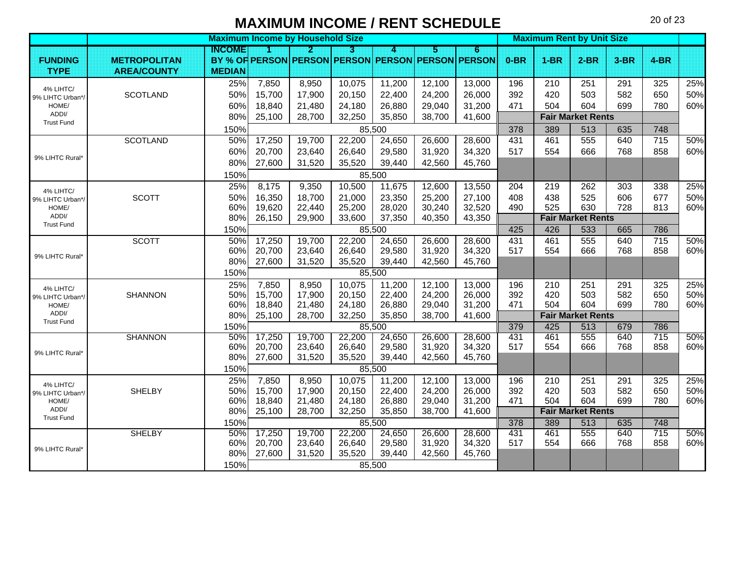# MAXIMUM INCOME / RENT SCHEDULE

| | | Maximum Income by Household Size | | | | | | | Maximum Rent by Unit Size | | | | | |
|---|---|---|---|---|---|---|---|---|---|---|---|---|---|---|
| FUNDING TYPE | METROPOLITAN AREA/COUNTY | INCOME BY % OF MEDIAN | 1 PERSON | 2 PERSON | 3 PERSON | 4 PERSON | 5 PERSON | 6 PERSON | 0-BR | 1-BR | 2-BR | 3-BR | 4-BR | |
| 4% LIHTC/ 9% LIHTC Urban*/ HOME/ ADDI/ Trust Fund | SCOTLAND | 25% | 7,850 | 8,950 | 10,075 | 11,200 | 12,100 | 13,000 | 196 | 210 | 251 | 291 | 325 | 25% |
| | | 50% | 15,700 | 17,900 | 20,150 | 22,400 | 24,200 | 26,000 | 392 | 420 | 503 | 582 | 650 | 50% |
| | | 60% | 18,840 | 21,480 | 24,180 | 26,880 | 29,040 | 31,200 | 471 | 504 | 604 | 699 | 780 | 60% |
| | | 80% | 25,100 | 28,700 | 32,250 | 35,850 | 38,700 | 41,600 | Fair Market Rents | | | | | |
| | | 150% | 85,500 | | | | | | 378 | 389 | 513 | 635 | 748 | |
| 9% LIHTC Rural* | SCOTLAND | 50% | 17,250 | 19,700 | 22,200 | 24,650 | 26,600 | 28,600 | 431 | 461 | 555 | 640 | 715 | 50% |
| | | 60% | 20,700 | 23,640 | 26,640 | 29,580 | 31,920 | 34,320 | 517 | 554 | 666 | 768 | 858 | 60% |
| | | 80% | 27,600 | 31,520 | 35,520 | 39,440 | 42,560 | 45,760 | | | | | | |
| | | 150% | 85,500 | | | | | | | | | | | |
| 4% LIHTC/ 9% LIHTC Urban*/ HOME/ ADDI/ Trust Fund | SCOTT | 25% | 8,175 | 9,350 | 10,500 | 11,675 | 12,600 | 13,550 | 204 | 219 | 262 | 303 | 338 | 25% |
| | | 50% | 16,350 | 18,700 | 21,000 | 23,350 | 25,200 | 27,100 | 408 | 438 | 525 | 606 | 677 | 50% |
| | | 60% | 19,620 | 22,440 | 25,200 | 28,020 | 30,240 | 32,520 | 490 | 525 | 630 | 728 | 813 | 60% |
| | | 80% | 26,150 | 29,900 | 33,600 | 37,350 | 40,350 | 43,350 | Fair Market Rents | | | | | |
| | | 150% | 85,500 | | | | | | 425 | 426 | 533 | 665 | 786 | |
| 9% LIHTC Rural* | SCOTT | 50% | 17,250 | 19,700 | 22,200 | 24,650 | 26,600 | 28,600 | 431 | 461 | 555 | 640 | 715 | 50% |
| | | 60% | 20,700 | 23,640 | 26,640 | 29,580 | 31,920 | 34,320 | 517 | 554 | 666 | 768 | 858 | 60% |
| | | 80% | 27,600 | 31,520 | 35,520 | 39,440 | 42,560 | 45,760 | | | | | | |
| | | 150% | 85,500 | | | | | | | | | | | |
| 4% LIHTC/ 9% LIHTC Urban*/ HOME/ ADDI/ Trust Fund | SHANNON | 25% | 7,850 | 8,950 | 10,075 | 11,200 | 12,100 | 13,000 | 196 | 210 | 251 | 291 | 325 | 25% |
| | | 50% | 15,700 | 17,900 | 20,150 | 22,400 | 24,200 | 26,000 | 392 | 420 | 503 | 582 | 650 | 50% |
| | | 60% | 18,840 | 21,480 | 24,180 | 26,880 | 29,040 | 31,200 | 471 | 504 | 604 | 699 | 780 | 60% |
| | | 80% | 25,100 | 28,700 | 32,250 | 35,850 | 38,700 | 41,600 | Fair Market Rents | | | | | |
| | | 150% | 85,500 | | | | | | 379 | 425 | 513 | 679 | 786 | |
| 9% LIHTC Rural* | SHANNON | 50% | 17,250 | 19,700 | 22,200 | 24,650 | 26,600 | 28,600 | 431 | 461 | 555 | 640 | 715 | 50% |
| | | 60% | 20,700 | 23,640 | 26,640 | 29,580 | 31,920 | 34,320 | 517 | 554 | 666 | 768 | 858 | 60% |
| | | 80% | 27,600 | 31,520 | 35,520 | 39,440 | 42,560 | 45,760 | | | | | | |
| | | 150% | 85,500 | | | | | | | | | | | |
| 4% LIHTC/ 9% LIHTC Urban*/ HOME/ ADDI/ Trust Fund | SHELBY | 25% | 7,850 | 8,950 | 10,075 | 11,200 | 12,100 | 13,000 | 196 | 210 | 251 | 291 | 325 | 25% |
| | | 50% | 15,700 | 17,900 | 20,150 | 22,400 | 24,200 | 26,000 | 392 | 420 | 503 | 582 | 650 | 50% |
| | | 60% | 18,840 | 21,480 | 24,180 | 26,880 | 29,040 | 31,200 | 471 | 504 | 604 | 699 | 780 | 60% |
| | | 80% | 25,100 | 28,700 | 32,250 | 35,850 | 38,700 | 41,600 | Fair Market Rents | | | | | |
| | | 150% | 85,500 | | | | | | 378 | 389 | 513 | 635 | 748 | |
| 9% LIHTC Rural* | SHELBY | 50% | 17,250 | 19,700 | 22,200 | 24,650 | 26,600 | 28,600 | 431 | 461 | 555 | 640 | 715 | 50% |
| | | 60% | 20,700 | 23,640 | 26,640 | 29,580 | 31,920 | 34,320 | 517 | 554 | 666 | 768 | 858 | 60% |
| | | 80% | 27,600 | 31,520 | 35,520 | 39,440 | 42,560 | 45,760 | | | | | | |
| | | 150% | 85,500 | | | | | | | | | | | |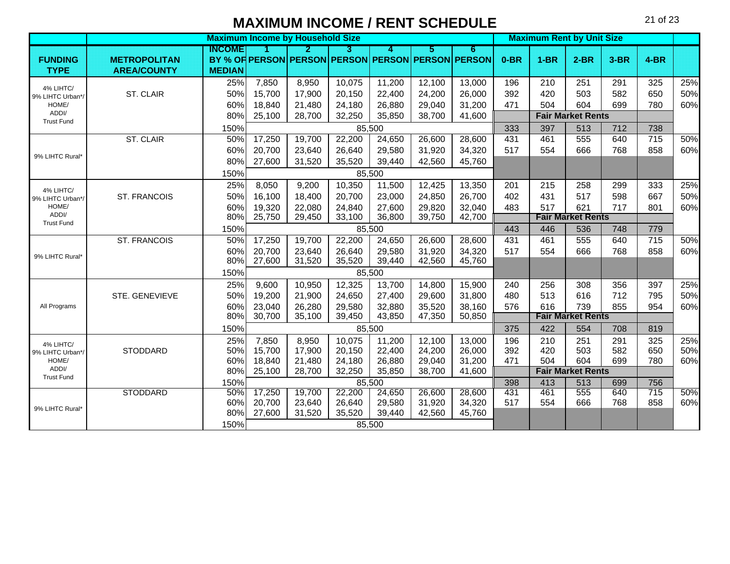# MAXIMUM INCOME / RENT SCHEDULE

| | | Maximum Income by Household Size | | | | | | | Maximum Rent by Unit Size | | | | | |
|---|---|---|---|---|---|---|---|---|---|---|---|---|---|---|
| FUNDING TYPE | METROPOLITAN AREA/COUNTY | INCOME BY % OF MEDIAN | 1 PERSON | 2 PERSON | 3 PERSON | 4 PERSON | 5 PERSON | 6 PERSON | 0-BR | 1-BR | 2-BR | 3-BR | 4-BR | |
| 4% LIHTC/ 9% LIHTC Urban*/ HOME/ ADDI/ Trust Fund | ST. CLAIR | 25% | 7,850 | 8,950 | 10,075 | 11,200 | 12,100 | 13,000 | 196 | 210 | 251 | 291 | 325 | 25% |
| | | 50% | 15,700 | 17,900 | 20,150 | 22,400 | 24,200 | 26,000 | 392 | 420 | 503 | 582 | 650 | 50% |
| | | 60% | 18,840 | 21,480 | 24,180 | 26,880 | 29,040 | 31,200 | 471 | 504 | 604 | 699 | 780 | 60% |
| | | 80% | 25,100 | 28,700 | 32,250 | 35,850 | 38,700 | 41,600 | | | Fair Market Rents | | | |
| | | 150% | | | | 85,500 | | | 333 | 397 | 513 | 712 | 738 | |
| 9% LIHTC Rural* | ST. CLAIR | 50% | 17,250 | 19,700 | 22,200 | 24,650 | 26,600 | 28,600 | 431 | 461 | 555 | 640 | 715 | 50% |
| | | 60% | 20,700 | 23,640 | 26,640 | 29,580 | 31,920 | 34,320 | 517 | 554 | 666 | 768 | 858 | 60% |
| | | 80% | 27,600 | 31,520 | 35,520 | 39,440 | 42,560 | 45,760 | | | | | | |
| | | 150% | | | | 85,500 | | | | | | | | |
| 4% LIHTC/ 9% LIHTC Urban*/ HOME/ ADDI/ Trust Fund | ST. FRANCOIS | 25% | 8,050 | 9,200 | 10,350 | 11,500 | 12,425 | 13,350 | 201 | 215 | 258 | 299 | 333 | 25% |
| | | 50% | 16,100 | 18,400 | 20,700 | 23,000 | 24,850 | 26,700 | 402 | 431 | 517 | 598 | 667 | 50% |
| | | 60% | 19,320 | 22,080 | 24,840 | 27,600 | 29,820 | 32,040 | 483 | 517 | 621 | 717 | 801 | 60% |
| | | 80% | 25,750 | 29,450 | 33,100 | 36,800 | 39,750 | 42,700 | | | Fair Market Rents | | | |
| | | 150% | | | | 85,500 | | | 443 | 446 | 536 | 748 | 779 | |
| 9% LIHTC Rural* | ST. FRANCOIS | 50% | 17,250 | 19,700 | 22,200 | 24,650 | 26,600 | 28,600 | 431 | 461 | 555 | 640 | 715 | 50% |
| | | 60% | 20,700 | 23,640 | 26,640 | 29,580 | 31,920 | 34,320 | 517 | 554 | 666 | 768 | 858 | 60% |
| | | 80% | 27,600 | 31,520 | 35,520 | 39,440 | 42,560 | 45,760 | | | | | | |
| | | 150% | | | | 85,500 | | | | | | | | |
| All Programs | STE. GENEVIEVE | 25% | 9,600 | 10,950 | 12,325 | 13,700 | 14,800 | 15,900 | 240 | 256 | 308 | 356 | 397 | 25% |
| | | 50% | 19,200 | 21,900 | 24,650 | 27,400 | 29,600 | 31,800 | 480 | 513 | 616 | 712 | 795 | 50% |
| | | 60% | 23,040 | 26,280 | 29,580 | 32,880 | 35,520 | 38,160 | 576 | 616 | 739 | 855 | 954 | 60% |
| | | 80% | 30,700 | 35,100 | 39,450 | 43,850 | 47,350 | 50,850 | | | Fair Market Rents | | | |
| | | 150% | | | | 85,500 | | | 375 | 422 | 554 | 708 | 819 | |
| 4% LIHTC/ 9% LIHTC Urban*/ HOME/ ADDI/ Trust Fund | STODDARD | 25% | 7,850 | 8,950 | 10,075 | 11,200 | 12,100 | 13,000 | 196 | 210 | 251 | 291 | 325 | 25% |
| | | 50% | 15,700 | 17,900 | 20,150 | 22,400 | 24,200 | 26,000 | 392 | 420 | 503 | 582 | 650 | 50% |
| | | 60% | 18,840 | 21,480 | 24,180 | 26,880 | 29,040 | 31,200 | 471 | 504 | 604 | 699 | 780 | 60% |
| | | 80% | 25,100 | 28,700 | 32,250 | 35,850 | 38,700 | 41,600 | | | Fair Market Rents | | | |
| | | 150% | | | | 85,500 | | | 398 | 413 | 513 | 699 | 756 | |
| 9% LIHTC Rural* | STODDARD | 50% | 17,250 | 19,700 | 22,200 | 24,650 | 26,600 | 28,600 | 431 | 461 | 555 | 640 | 715 | 50% |
| | | 60% | 20,700 | 23,640 | 26,640 | 29,580 | 31,920 | 34,320 | 517 | 554 | 666 | 768 | 858 | 60% |
| | | 80% | 27,600 | 31,520 | 35,520 | 39,440 | 42,560 | 45,760 | | | | | | |
| | | 150% | | | | 85,500 | | | | | | | | |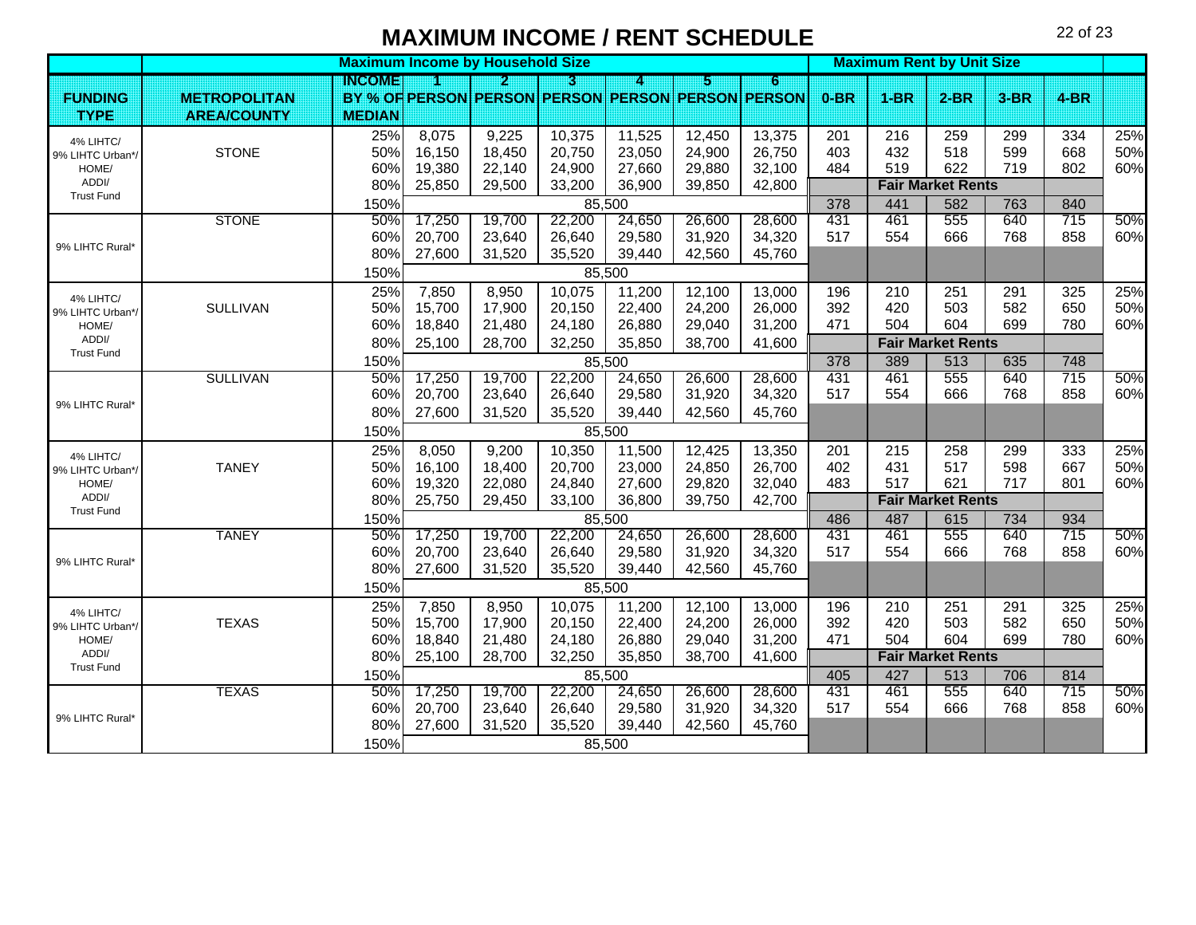# MAXIMUM INCOME / RENT SCHEDULE

| | | Maximum Income by Household Size | | | | | | | Maximum Rent by Unit Size | | | | | |
|---|---|---|---|---|---|---|---|---|---|---|---|---|---|---|
| FUNDING TYPE | METROPOLITAN AREA/COUNTY | INCOME BY % OF MEDIAN | 1 PERSON | 2 PERSON | 3 PERSON | 4 PERSON | 5 PERSON | 6 PERSON | 0-BR | 1-BR | 2-BR | 3-BR | 4-BR | |
| 4% LIHTC/ 9% LIHTC Urban*/ HOME/ ADDI/ Trust Fund | STONE | 25% | 8,075 | 9,225 | 10,375 | 11,525 | 12,450 | 13,375 | 201 | 216 | 259 | 299 | 334 | 25% |
| | | 50% | 16,150 | 18,450 | 20,750 | 23,050 | 24,900 | 26,750 | 403 | 432 | 518 | 599 | 668 | 50% |
| | | 60% | 19,380 | 22,140 | 24,900 | 27,660 | 29,880 | 32,100 | 484 | 519 | 622 | 719 | 802 | 60% |
| | | 80% | 25,850 | 29,500 | 33,200 | 36,900 | 39,850 | 42,800 | Fair Market Rents | | | | | |
| | | 150% | 85,500 | | | | | | 378 | 441 | 582 | 763 | 840 | |
| 9% LIHTC Rural* | STONE | 50% | 17,250 | 19,700 | 22,200 | 24,650 | 26,600 | 28,600 | 431 | 461 | 555 | 640 | 715 | 50% |
| | | 60% | 20,700 | 23,640 | 26,640 | 29,580 | 31,920 | 34,320 | 517 | 554 | 666 | 768 | 858 | 60% |
| | | 80% | 27,600 | 31,520 | 35,520 | 39,440 | 42,560 | 45,760 | | | | | | |
| | | 150% | 85,500 | | | | | | | | | | | |
| 4% LIHTC/ 9% LIHTC Urban*/ HOME/ ADDI/ Trust Fund | SULLIVAN | 25% | 7,850 | 8,950 | 10,075 | 11,200 | 12,100 | 13,000 | 196 | 210 | 251 | 291 | 325 | 25% |
| | | 50% | 15,700 | 17,900 | 20,150 | 22,400 | 24,200 | 26,000 | 392 | 420 | 503 | 582 | 650 | 50% |
| | | 60% | 18,840 | 21,480 | 24,180 | 26,880 | 29,040 | 31,200 | 471 | 504 | 604 | 699 | 780 | 60% |
| | | 80% | 25,100 | 28,700 | 32,250 | 35,850 | 38,700 | 41,600 | Fair Market Rents | | | | | |
| | | 150% | 85,500 | | | | | | 378 | 389 | 513 | 635 | 748 | |
| 9% LIHTC Rural* | SULLIVAN | 50% | 17,250 | 19,700 | 22,200 | 24,650 | 26,600 | 28,600 | 431 | 461 | 555 | 640 | 715 | 50% |
| | | 60% | 20,700 | 23,640 | 26,640 | 29,580 | 31,920 | 34,320 | 517 | 554 | 666 | 768 | 858 | 60% |
| | | 80% | 27,600 | 31,520 | 35,520 | 39,440 | 42,560 | 45,760 | | | | | | |
| | | 150% | 85,500 | | | | | | | | | | | |
| 4% LIHTC/ 9% LIHTC Urban*/ HOME/ ADDI/ Trust Fund | TANEY | 25% | 8,050 | 9,200 | 10,350 | 11,500 | 12,425 | 13,350 | 201 | 215 | 258 | 299 | 333 | 25% |
| | | 50% | 16,100 | 18,400 | 20,700 | 23,000 | 24,850 | 26,700 | 402 | 431 | 517 | 598 | 667 | 50% |
| | | 60% | 19,320 | 22,080 | 24,840 | 27,600 | 29,820 | 32,040 | 483 | 517 | 621 | 717 | 801 | 60% |
| | | 80% | 25,750 | 29,450 | 33,100 | 36,800 | 39,750 | 42,700 | Fair Market Rents | | | | | |
| | | 150% | 85,500 | | | | | | 486 | 487 | 615 | 734 | 934 | |
| 9% LIHTC Rural* | TANEY | 50% | 17,250 | 19,700 | 22,200 | 24,650 | 26,600 | 28,600 | 431 | 461 | 555 | 640 | 715 | 50% |
| | | 60% | 20,700 | 23,640 | 26,640 | 29,580 | 31,920 | 34,320 | 517 | 554 | 666 | 768 | 858 | 60% |
| | | 80% | 27,600 | 31,520 | 35,520 | 39,440 | 42,560 | 45,760 | | | | | | |
| | | 150% | 85,500 | | | | | | | | | | | |
| 4% LIHTC/ 9% LIHTC Urban*/ HOME/ ADDI/ Trust Fund | TEXAS | 25% | 7,850 | 8,950 | 10,075 | 11,200 | 12,100 | 13,000 | 196 | 210 | 251 | 291 | 325 | 25% |
| | | 50% | 15,700 | 17,900 | 20,150 | 22,400 | 24,200 | 26,000 | 392 | 420 | 503 | 582 | 650 | 50% |
| | | 60% | 18,840 | 21,480 | 24,180 | 26,880 | 29,040 | 31,200 | 471 | 504 | 604 | 699 | 780 | 60% |
| | | 80% | 25,100 | 28,700 | 32,250 | 35,850 | 38,700 | 41,600 | Fair Market Rents | | | | | |
| | | 150% | 85,500 | | | | | | 405 | 427 | 513 | 706 | 814 | |
| 9% LIHTC Rural* | TEXAS | 50% | 17,250 | 19,700 | 22,200 | 24,650 | 26,600 | 28,600 | 431 | 461 | 555 | 640 | 715 | 50% |
| | | 60% | 20,700 | 23,640 | 26,640 | 29,580 | 31,920 | 34,320 | 517 | 554 | 666 | 768 | 858 | 60% |
| | | 80% | 27,600 | 31,520 | 35,520 | 39,440 | 42,560 | 45,760 | | | | | | |
| | | 150% | 85,500 | | | | | | | | | | | |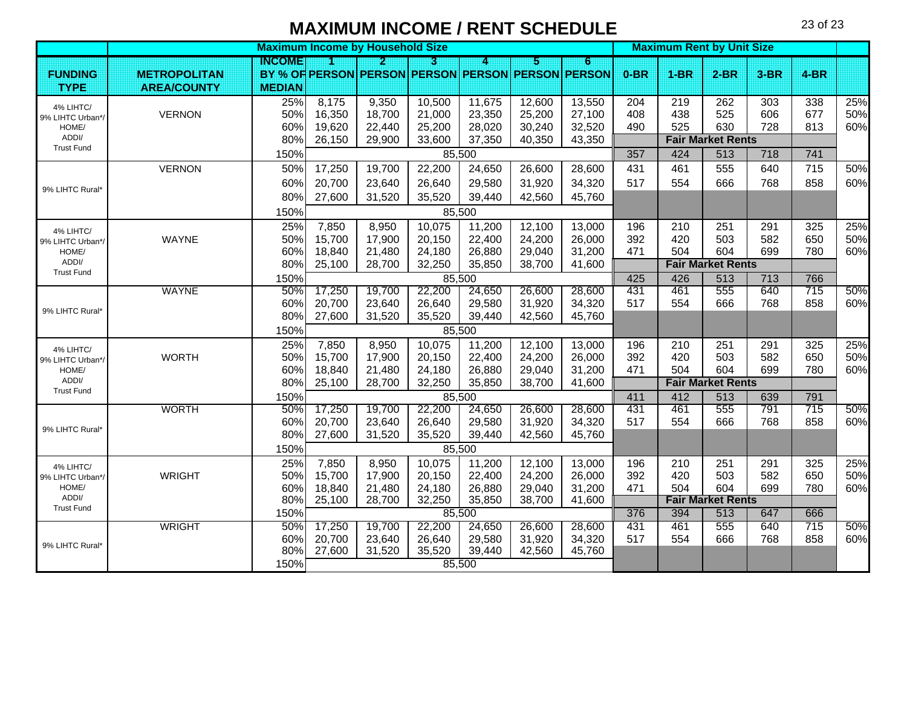# MAXIMUM INCOME / RENT SCHEDULE

| | | Maximum Income by Household Size | | | | | | | Maximum Rent by Unit Size | | | | | |
|---|---|---|---|---|---|---|---|---|---|---|---|---|---|---|
| FUNDING TYPE | METROPOLITAN AREA/COUNTY | INCOME BY % OF MEDIAN | 1 PERSON | 2 PERSON | 3 PERSON | 4 PERSON | 5 PERSON | 6 PERSON | 0-BR | 1-BR | 2-BR | 3-BR | 4-BR | |
| 4% LIHTC/ 9% LIHTC Urban*/ HOME/ ADDI/ Trust Fund | VERNON | 25% | 8,175 | 9,350 | 10,500 | 11,675 | 12,600 | 13,550 | 204 | 219 | 262 | 303 | 338 | 25% |
| | | 50% | 16,350 | 18,700 | 21,000 | 23,350 | 25,200 | 27,100 | 408 | 438 | 525 | 606 | 677 | 50% |
| | | 60% | 19,620 | 22,440 | 25,200 | 28,020 | 30,240 | 32,520 | 490 | 525 | 630 | 728 | 813 | 60% |
| | | 80% | 26,150 | 29,900 | 33,600 | 37,350 | 40,350 | 43,350 | Fair Market Rents | | | | | |
| | | 150% | 85,500 | | | | | | 357 | 424 | 513 | 718 | 741 | |
| 9% LIHTC Rural* | VERNON | 50% | 17,250 | 19,700 | 22,200 | 24,650 | 26,600 | 28,600 | 431 | 461 | 555 | 640 | 715 | 50% |
| | | 60% | 20,700 | 23,640 | 26,640 | 29,580 | 31,920 | 34,320 | 517 | 554 | 666 | 768 | 858 | 60% |
| | | 80% | 27,600 | 31,520 | 35,520 | 39,440 | 42,560 | 45,760 | | | | | | |
| | | 150% | 85,500 | | | | | | | | | | | |
| 4% LIHTC/ 9% LIHTC Urban*/ HOME/ ADDI/ Trust Fund | WAYNE | 25% | 7,850 | 8,950 | 10,075 | 11,200 | 12,100 | 13,000 | 196 | 210 | 251 | 291 | 325 | 25% |
| | | 50% | 15,700 | 17,900 | 20,150 | 22,400 | 24,200 | 26,000 | 392 | 420 | 503 | 582 | 650 | 50% |
| | | 60% | 18,840 | 21,480 | 24,180 | 26,880 | 29,040 | 31,200 | 471 | 504 | 604 | 699 | 780 | 60% |
| | | 80% | 25,100 | 28,700 | 32,250 | 35,850 | 38,700 | 41,600 | Fair Market Rents | | | | | |
| | | 150% | 85,500 | | | | | | 425 | 426 | 513 | 713 | 766 | |
| 9% LIHTC Rural* | WAYNE | 50% | 17,250 | 19,700 | 22,200 | 24,650 | 26,600 | 28,600 | 431 | 461 | 555 | 640 | 715 | 50% |
| | | 60% | 20,700 | 23,640 | 26,640 | 29,580 | 31,920 | 34,320 | 517 | 554 | 666 | 768 | 858 | 60% |
| | | 80% | 27,600 | 31,520 | 35,520 | 39,440 | 42,560 | 45,760 | | | | | | |
| | | 150% | 85,500 | | | | | | | | | | | |
| 4% LIHTC/ 9% LIHTC Urban*/ HOME/ ADDI/ Trust Fund | WORTH | 25% | 7,850 | 8,950 | 10,075 | 11,200 | 12,100 | 13,000 | 196 | 210 | 251 | 291 | 325 | 25% |
| | | 50% | 15,700 | 17,900 | 20,150 | 22,400 | 24,200 | 26,000 | 392 | 420 | 503 | 582 | 650 | 50% |
| | | 60% | 18,840 | 21,480 | 24,180 | 26,880 | 29,040 | 31,200 | 471 | 504 | 604 | 699 | 780 | 60% |
| | | 80% | 25,100 | 28,700 | 32,250 | 35,850 | 38,700 | 41,600 | Fair Market Rents | | | | | |
| | | 150% | 85,500 | | | | | | 411 | 412 | 513 | 639 | 791 | |
| 9% LIHTC Rural* | WORTH | 50% | 17,250 | 19,700 | 22,200 | 24,650 | 26,600 | 28,600 | 431 | 461 | 555 | 791 | 715 | 50% |
| | | 60% | 20,700 | 23,640 | 26,640 | 29,580 | 31,920 | 34,320 | 517 | 554 | 666 | 768 | 858 | 60% |
| | | 80% | 27,600 | 31,520 | 35,520 | 39,440 | 42,560 | 45,760 | | | | | | |
| | | 150% | 85,500 | | | | | | | | | | | |
| 4% LIHTC/ 9% LIHTC Urban*/ HOME/ ADDI/ Trust Fund | WRIGHT | 25% | 7,850 | 8,950 | 10,075 | 11,200 | 12,100 | 13,000 | 196 | 210 | 251 | 291 | 325 | 25% |
| | | 50% | 15,700 | 17,900 | 20,150 | 22,400 | 24,200 | 26,000 | 392 | 420 | 503 | 582 | 650 | 50% |
| | | 60% | 18,840 | 21,480 | 24,180 | 26,880 | 29,040 | 31,200 | 471 | 504 | 604 | 699 | 780 | 60% |
| | | 80% | 25,100 | 28,700 | 32,250 | 35,850 | 38,700 | 41,600 | Fair Market Rents | | | | | |
| | | 150% | 85,500 | | | | | | 376 | 394 | 513 | 647 | 666 | |
| 9% LIHTC Rural* | WRIGHT | 50% | 17,250 | 19,700 | 22,200 | 24,650 | 26,600 | 28,600 | 431 | 461 | 555 | 640 | 715 | 50% |
| | | 60% | 20,700 | 23,640 | 26,640 | 29,580 | 31,920 | 34,320 | 517 | 554 | 666 | 768 | 858 | 60% |
| | | 80% | 27,600 | 31,520 | 35,520 | 39,440 | 42,560 | 45,760 | | | | | | |
| | | 150% | 85,500 | | | | | | | | | | | |